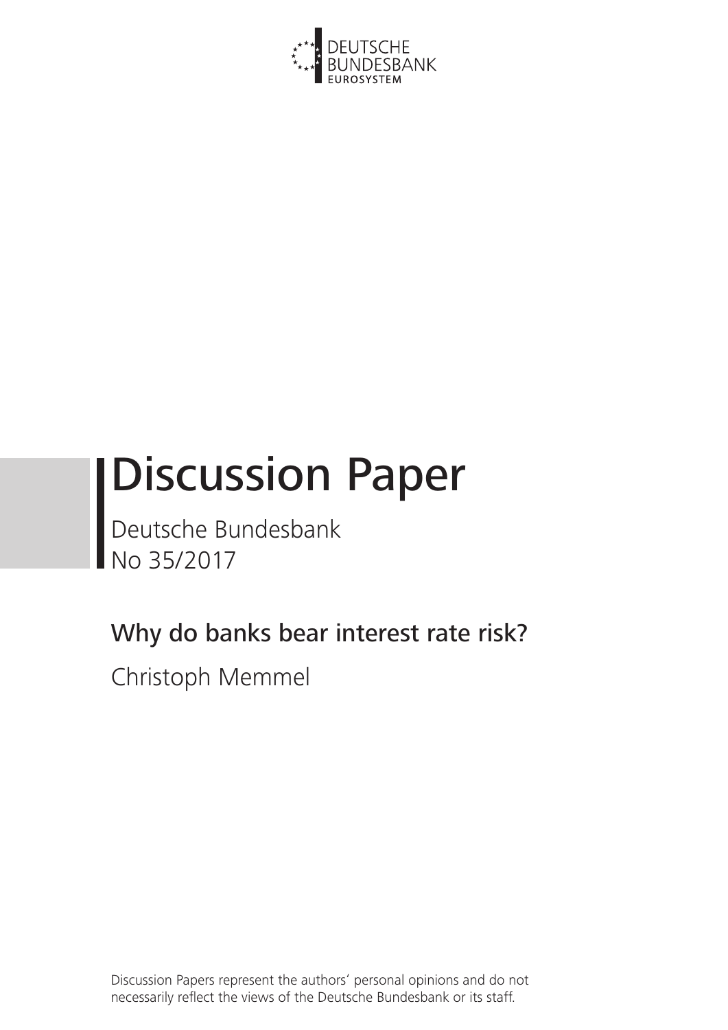DEUTSCHE BUNDESBANK
EUROSYSTEM

# Discussion Paper

Deutsche Bundesbank
No 35/2017

## Why do banks bear interest rate risk?

Christoph Memmel

Discussion Papers represent the authors' personal opinions and do not necessarily reflect the views of the Deutsche Bundesbank or its staff.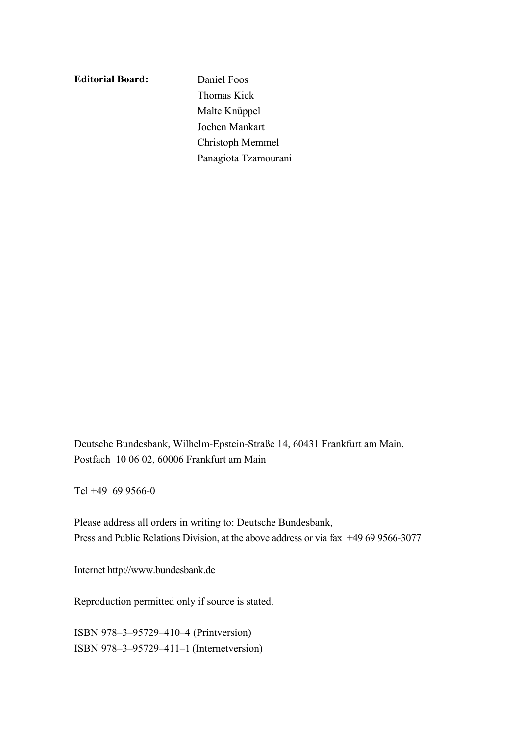**Editorial Board:** Daniel Foos
Thomas Kick
Malte Knüppel
Jochen Mankart
Christoph Memmel
Panagiota Tzamourani

Deutsche Bundesbank, Wilhelm-Epstein-Straße 14, 60431 Frankfurt am Main,
Postfach 10 06 02, 60006 Frankfurt am Main

Tel +49 69 9566-0

Please address all orders in writing to: Deutsche Bundesbank,
Press and Public Relations Division, at the above address or via fax +49 69 9566-3077

Internet http://www.bundesbank.de

Reproduction permitted only if source is stated.

ISBN 978–3–95729–410–4 (Printversion)
ISBN 978–3–95729–411–1 (Internetversion)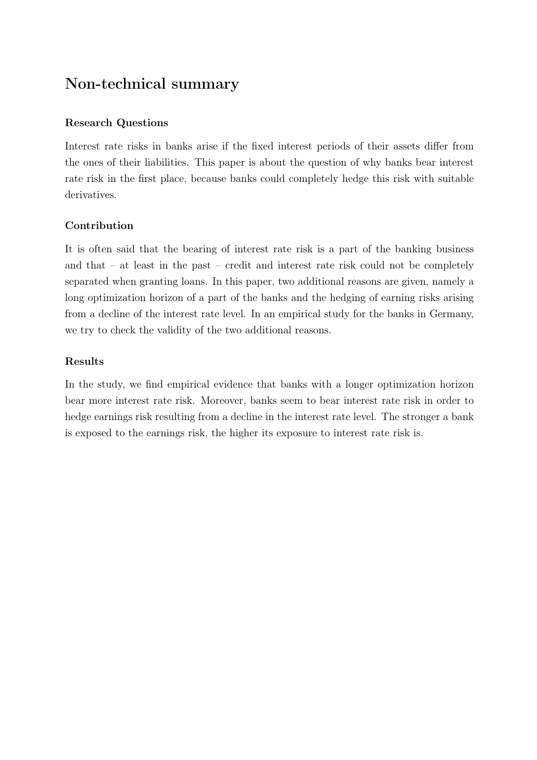## Non-technical summary

### Research Questions

Interest rate risks in banks arise if the fixed interest periods of their assets differ from the ones of their liabilities. This paper is about the question of why banks bear interest rate risk in the first place, because banks could completely hedge this risk with suitable derivatives.

### Contribution

It is often said that the bearing of interest rate risk is a part of the banking business and that – at least in the past – credit and interest rate risk could not be completely separated when granting loans. In this paper, two additional reasons are given, namely a long optimization horizon of a part of the banks and the hedging of earning risks arising from a decline of the interest rate level. In an empirical study for the banks in Germany, we try to check the validity of the two additional reasons.

### Results

In the study, we find empirical evidence that banks with a longer optimization horizon bear more interest rate risk. Moreover, banks seem to bear interest rate risk in order to hedge earnings risk resulting from a decline in the interest rate level. The stronger a bank is exposed to the earnings risk, the higher its exposure to interest rate risk is.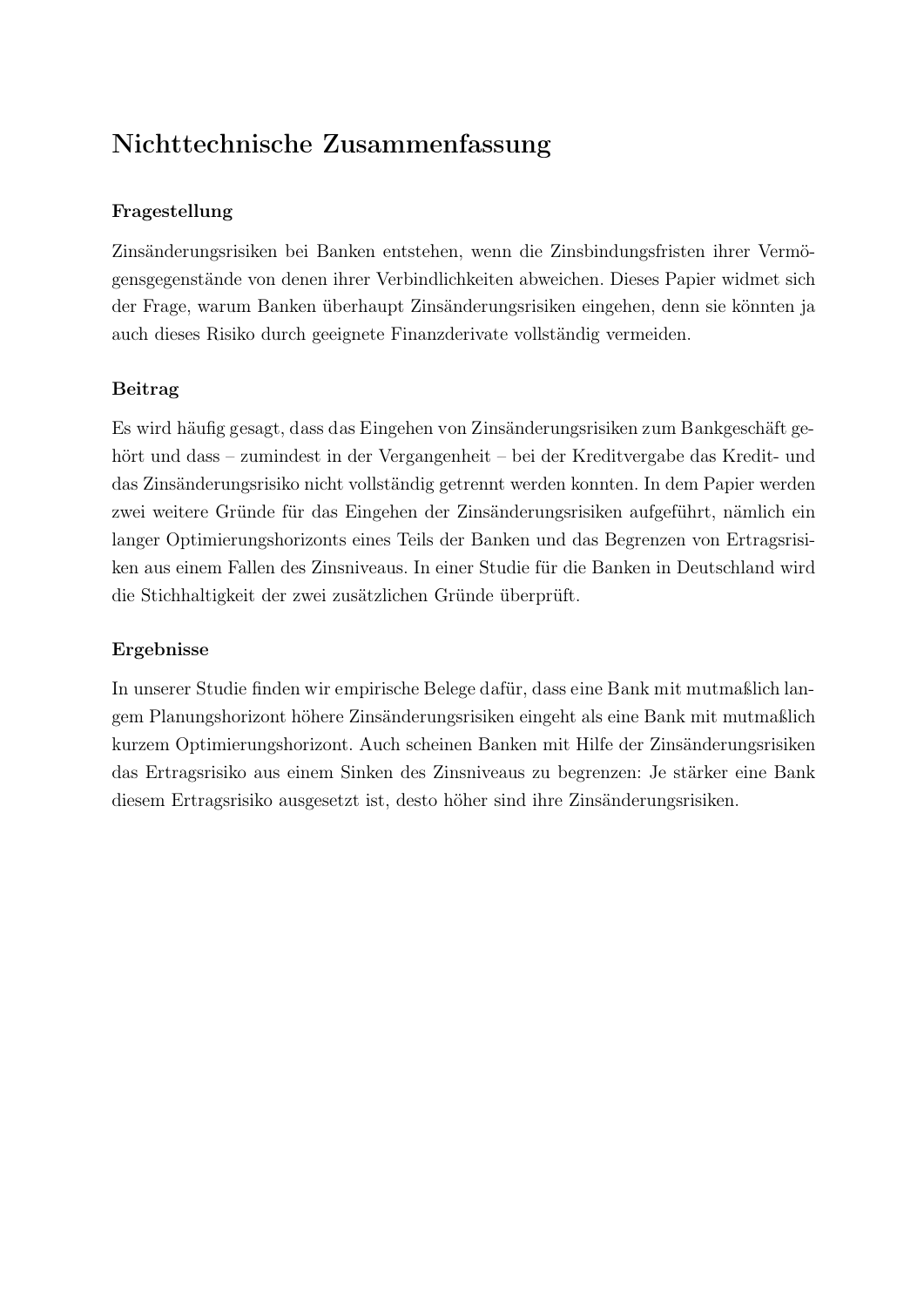# Nichttechnische Zusammenfassung

### Fragestellung

Zinsänderungsrisiken bei Banken entstehen, wenn die Zinsbindungsfristen ihrer Vermögensgegenstände von denen ihrer Verbindlichkeiten abweichen. Dieses Papier widmet sich der Frage, warum Banken überhaupt Zinsänderungsrisiken eingehen, denn sie könnten ja auch dieses Risiko durch geeignete Finanzderivate vollständig vermeiden.

### Beitrag

Es wird häufig gesagt, dass das Eingehen von Zinsänderungsrisiken zum Bankgeschäft gehört und dass – zumindest in der Vergangenheit – bei der Kreditvergabe das Kredit- und das Zinsänderungsrisiko nicht vollständig getrennt werden konnten. In dem Papier werden zwei weitere Gründe für das Eingehen der Zinsänderungsrisiken aufgeführt, nämlich ein langer Optimierungshorizonts eines Teils der Banken und das Begrenzen von Ertragsrisiken aus einem Fallen des Zinsniveaus. In einer Studie für die Banken in Deutschland wird die Stichhaltigkeit der zwei zusätzlichen Gründe überprüft.

### Ergebnisse

In unserer Studie finden wir empirische Belege dafür, dass eine Bank mit mutmaßlich langem Planungshorizont höhere Zinsänderungsrisiken eingeht als eine Bank mit mutmaßlich kurzem Optimierungshorizont. Auch scheinen Banken mit Hilfe der Zinsänderungsrisiken das Ertragsrisiko aus einem Sinken des Zinsniveaus zu begrenzen: Je stärker eine Bank diesem Ertragsrisiko ausgesetzt ist, desto höher sind ihre Zinsänderungsrisiken.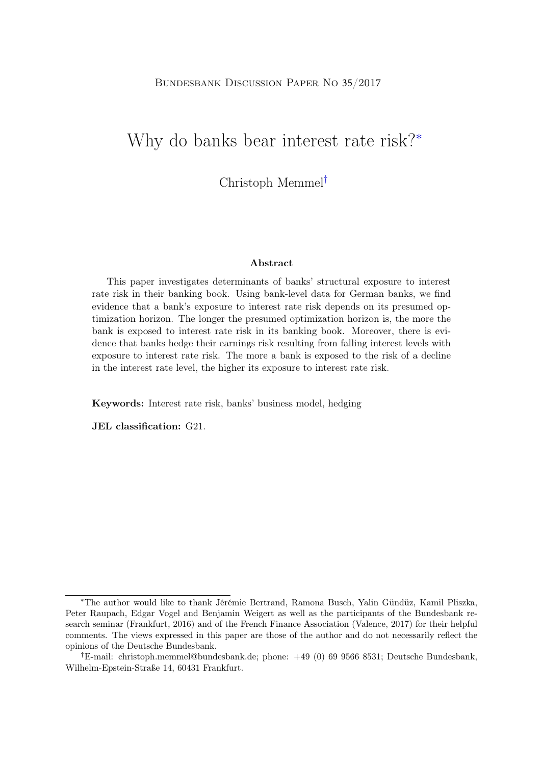Bundesbank Discussion Paper No 35/2017

# Why do banks bear interest rate risk?*

Christoph Memmel†

### Abstract

This paper investigates determinants of banks' structural exposure to interest rate risk in their banking book. Using bank-level data for German banks, we find evidence that a bank's exposure to interest rate risk depends on its presumed optimization horizon. The longer the presumed optimization horizon is, the more the bank is exposed to interest rate risk in its banking book. Moreover, there is evidence that banks hedge their earnings risk resulting from falling interest levels with exposure to interest rate risk. The more a bank is exposed to the risk of a decline in the interest rate level, the higher its exposure to interest rate risk.

**Keywords:** Interest rate risk, banks' business model, hedging

**JEL classification:** G21.

---

*The author would like to thank Jérémie Bertrand, Ramona Busch, Yalin Gündüz, Kamil Pliszka, Peter Raupach, Edgar Vogel and Benjamin Weigert as well as the participants of the Bundesbank research seminar (Frankfurt, 2016) and of the French Finance Association (Valence, 2017) for their helpful comments. The views expressed in this paper are those of the author and do not necessarily reflect the opinions of the Deutsche Bundesbank.

†E-mail: christoph.memmel@bundesbank.de; phone: +49 (0) 69 9566 8531; Deutsche Bundesbank, Wilhelm-Epstein-Straße 14, 60431 Frankfurt.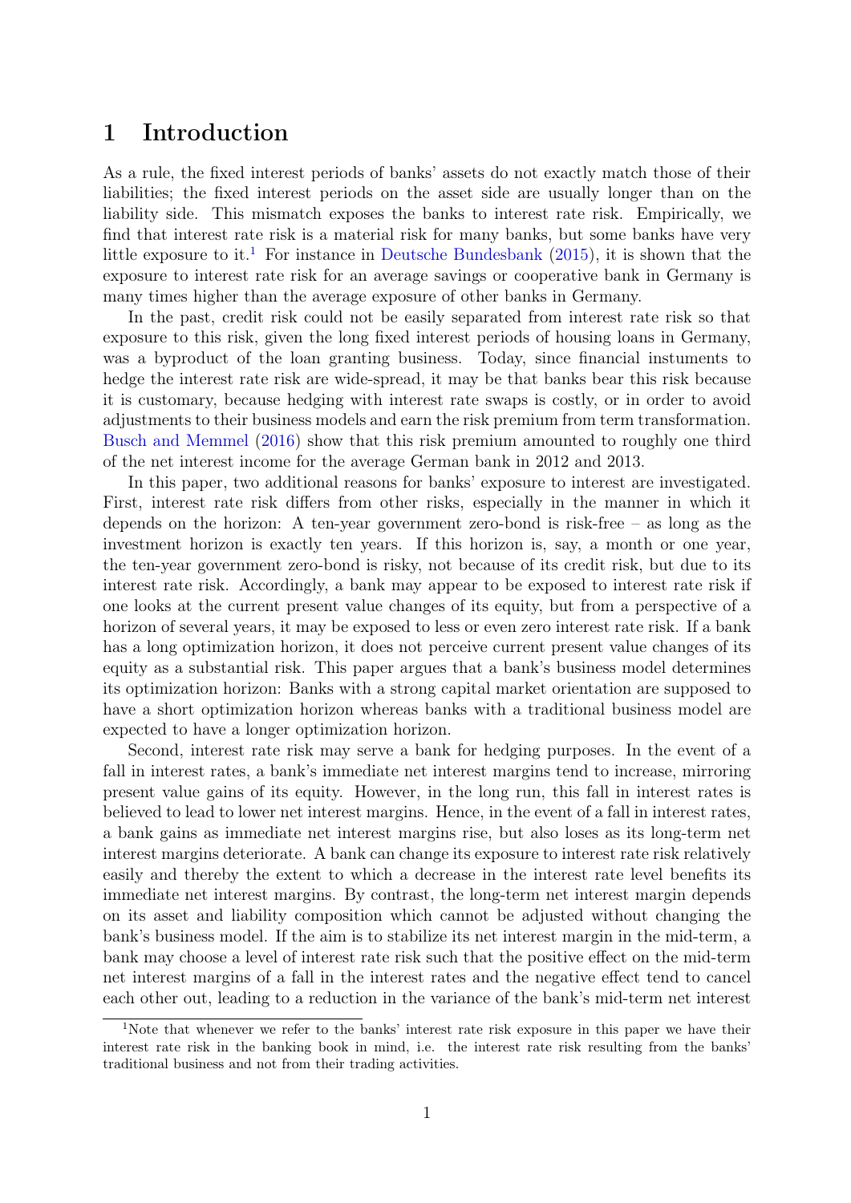# 1 Introduction

As a rule, the fixed interest periods of banks' assets do not exactly match those of their liabilities; the fixed interest periods on the asset side are usually longer than on the liability side. This mismatch exposes the banks to interest rate risk. Empirically, we find that interest rate risk is a material risk for many banks, but some banks have very little exposure to it.[1] For instance in Deutsche Bundesbank (2015), it is shown that the exposure to interest rate risk for an average savings or cooperative bank in Germany is many times higher than the average exposure of other banks in Germany.

In the past, credit risk could not be easily separated from interest rate risk so that exposure to this risk, given the long fixed interest periods of housing loans in Germany, was a byproduct of the loan granting business. Today, since financial instuments to hedge the interest rate risk are wide-spread, it may be that banks bear this risk because it is customary, because hedging with interest rate swaps is costly, or in order to avoid adjustments to their business models and earn the risk premium from term transformation. Busch and Memmel (2016) show that this risk premium amounted to roughly one third of the net interest income for the average German bank in 2012 and 2013.

In this paper, two additional reasons for banks' exposure to interest are investigated. First, interest rate risk differs from other risks, especially in the manner in which it depends on the horizon: A ten-year government zero-bond is risk-free – as long as the investment horizon is exactly ten years. If this horizon is, say, a month or one year, the ten-year government zero-bond is risky, not because of its credit risk, but due to its interest rate risk. Accordingly, a bank may appear to be exposed to interest rate risk if one looks at the current present value changes of its equity, but from a perspective of a horizon of several years, it may be exposed to less or even zero interest rate risk. If a bank has a long optimization horizon, it does not perceive current present value changes of its equity as a substantial risk. This paper argues that a bank's business model determines its optimization horizon: Banks with a strong capital market orientation are supposed to have a short optimization horizon whereas banks with a traditional business model are expected to have a longer optimization horizon.

Second, interest rate risk may serve a bank for hedging purposes. In the event of a fall in interest rates, a bank's immediate net interest margins tend to increase, mirroring present value gains of its equity. However, in the long run, this fall in interest rates is believed to lead to lower net interest margins. Hence, in the event of a fall in interest rates, a bank gains as immediate net interest margins rise, but also loses as its long-term net interest margins deteriorate. A bank can change its exposure to interest rate risk relatively easily and thereby the extent to which a decrease in the interest rate level benefits its immediate net interest margins. By contrast, the long-term net interest margin depends on its asset and liability composition which cannot be adjusted without changing the bank's business model. If the aim is to stabilize its net interest margin in the mid-term, a bank may choose a level of interest rate risk such that the positive effect on the mid-term net interest margins of a fall in the interest rates and the negative effect tend to cancel each other out, leading to a reduction in the variance of the bank's mid-term net interest

[1] Note that whenever we refer to the banks' interest rate risk exposure in this paper we have their interest rate risk in the banking book in mind, i.e. the interest rate risk resulting from the banks' traditional business and not from their trading activities.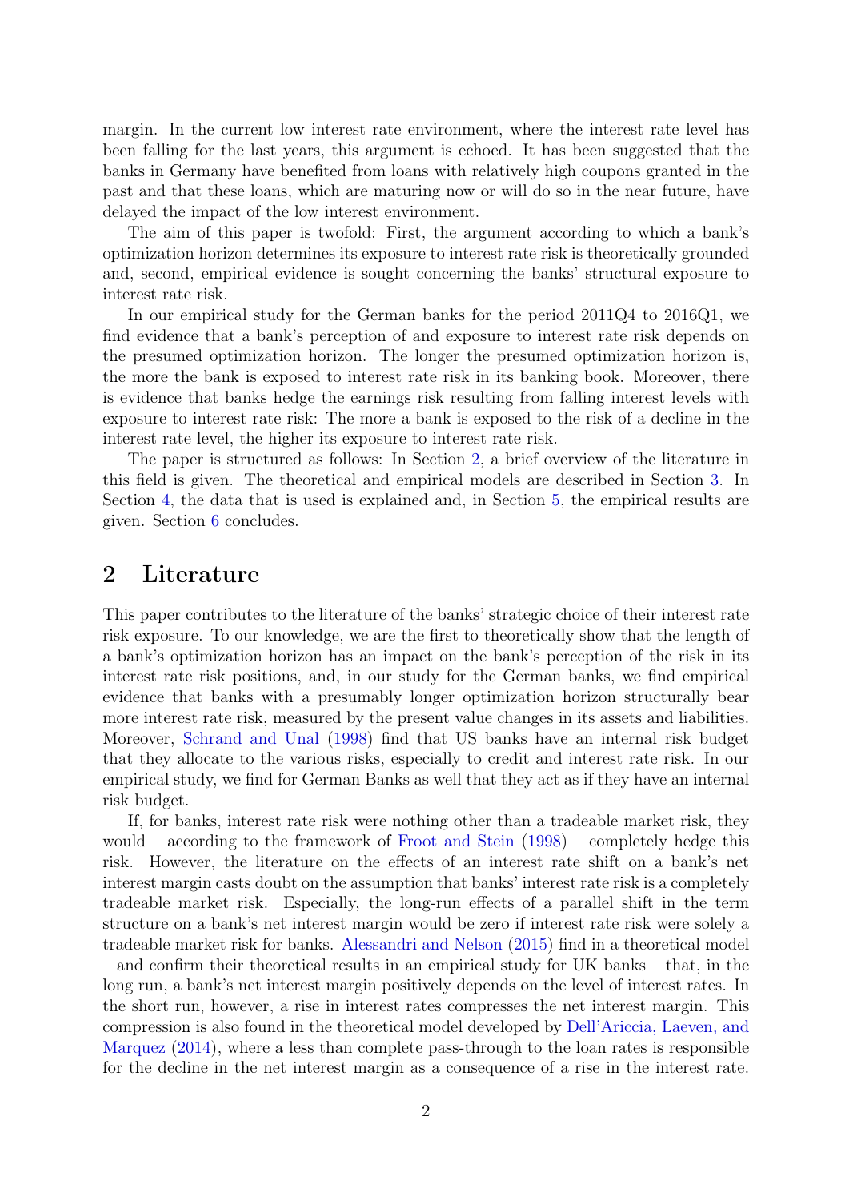margin. In the current low interest rate environment, where the interest rate level has been falling for the last years, this argument is echoed. It has been suggested that the banks in Germany have benefited from loans with relatively high coupons granted in the past and that these loans, which are maturing now or will do so in the near future, have delayed the impact of the low interest environment.

The aim of this paper is twofold: First, the argument according to which a bank's optimization horizon determines its exposure to interest rate risk is theoretically grounded and, second, empirical evidence is sought concerning the banks' structural exposure to interest rate risk.

In our empirical study for the German banks for the period 2011Q4 to 2016Q1, we find evidence that a bank's perception of and exposure to interest rate risk depends on the presumed optimization horizon. The longer the presumed optimization horizon is, the more the bank is exposed to interest rate risk in its banking book. Moreover, there is evidence that banks hedge the earnings risk resulting from falling interest levels with exposure to interest rate risk: The more a bank is exposed to the risk of a decline in the interest rate level, the higher its exposure to interest rate risk.

The paper is structured as follows: In Section 2, a brief overview of the literature in this field is given. The theoretical and empirical models are described in Section 3. In Section 4, the data that is used is explained and, in Section 5, the empirical results are given. Section 6 concludes.

## 2 Literature

This paper contributes to the literature of the banks' strategic choice of their interest rate risk exposure. To our knowledge, we are the first to theoretically show that the length of a bank's optimization horizon has an impact on the bank's perception of the risk in its interest rate risk positions, and, in our study for the German banks, we find empirical evidence that banks with a presumably longer optimization horizon structurally bear more interest rate risk, measured by the present value changes in its assets and liabilities. Moreover, Schrand and Unal (1998) find that US banks have an internal risk budget that they allocate to the various risks, especially to credit and interest rate risk. In our empirical study, we find for German Banks as well that they act as if they have an internal risk budget.

If, for banks, interest rate risk were nothing other than a tradeable market risk, they would – according to the framework of Froot and Stein (1998) – completely hedge this risk. However, the literature on the effects of an interest rate shift on a bank's net interest margin casts doubt on the assumption that banks' interest rate risk is a completely tradeable market risk. Especially, the long-run effects of a parallel shift in the term structure on a bank's net interest margin would be zero if interest rate risk were solely a tradeable market risk for banks. Alessandri and Nelson (2015) find in a theoretical model – and confirm their theoretical results in an empirical study for UK banks – that, in the long run, a bank's net interest margin positively depends on the level of interest rates. In the short run, however, a rise in interest rates compresses the net interest margin. This compression is also found in the theoretical model developed by Dell'Ariccia, Laeven, and Marquez (2014), where a less than complete pass-through to the loan rates is responsible for the decline in the net interest margin as a consequence of a rise in the interest rate.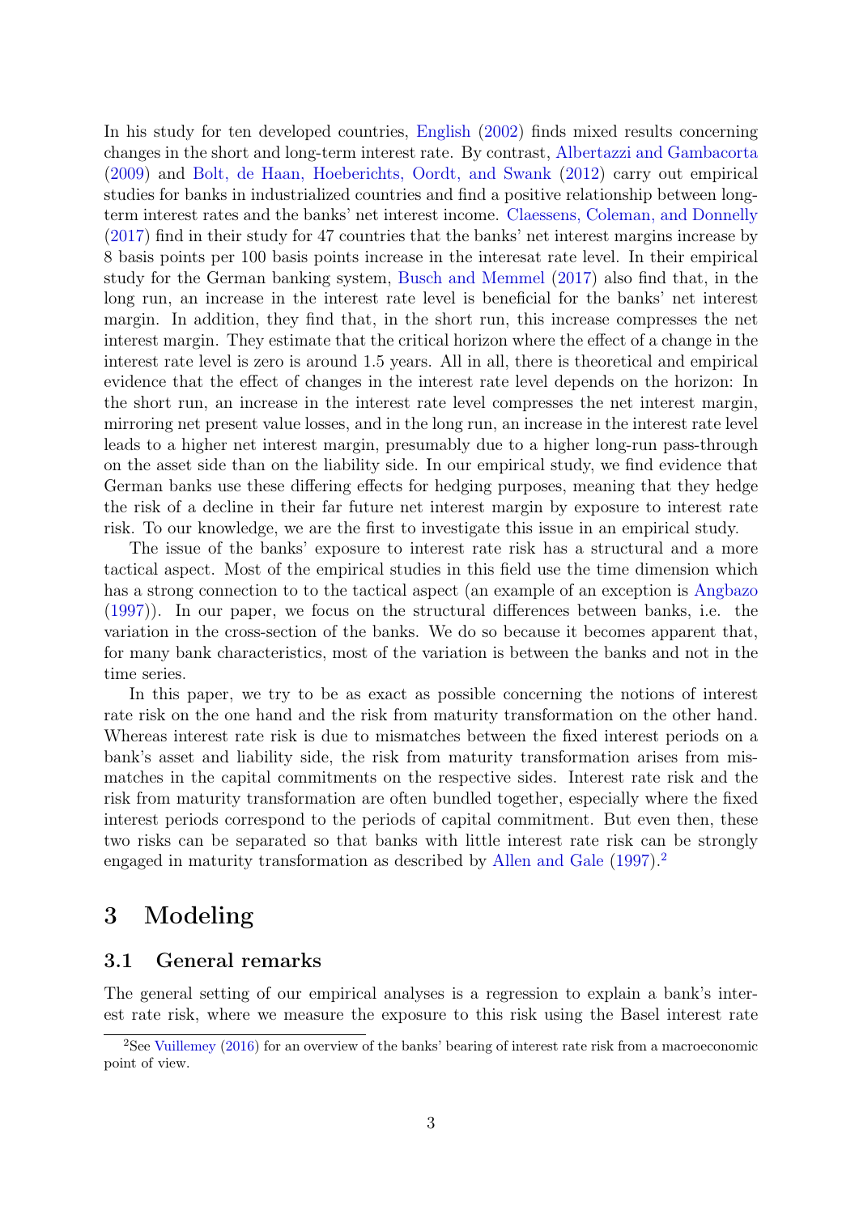In his study for ten developed countries, English (2002) finds mixed results concerning changes in the short and long-term interest rate. By contrast, Albertazzi and Gambacorta (2009) and Bolt, de Haan, Hoeberichts, Oordt, and Swank (2012) carry out empirical studies for banks in industrialized countries and find a positive relationship between long-term interest rates and the banks' net interest income. Claessens, Coleman, and Donnelly (2017) find in their study for 47 countries that the banks' net interest margins increase by 8 basis points per 100 basis points increase in the interesat rate level. In their empirical study for the German banking system, Busch and Memmel (2017) also find that, in the long run, an increase in the interest rate level is beneficial for the banks' net interest margin. In addition, they find that, in the short run, this increase compresses the net interest margin. They estimate that the critical horizon where the effect of a change in the interest rate level is zero is around 1.5 years. All in all, there is theoretical and empirical evidence that the effect of changes in the interest rate level depends on the horizon: In the short run, an increase in the interest rate level compresses the net interest margin, mirroring net present value losses, and in the long run, an increase in the interest rate level leads to a higher net interest margin, presumably due to a higher long-run pass-through on the asset side than on the liability side. In our empirical study, we find evidence that German banks use these differing effects for hedging purposes, meaning that they hedge the risk of a decline in their far future net interest margin by exposure to interest rate risk. To our knowledge, we are the first to investigate this issue in an empirical study.

The issue of the banks' exposure to interest rate risk has a structural and a more tactical aspect. Most of the empirical studies in this field use the time dimension which has a strong connection to to the tactical aspect (an example of an exception is Angbazo (1997)). In our paper, we focus on the structural differences between banks, i.e. the variation in the cross-section of the banks. We do so because it becomes apparent that, for many bank characteristics, most of the variation is between the banks and not in the time series.

In this paper, we try to be as exact as possible concerning the notions of interest rate risk on the one hand and the risk from maturity transformation on the other hand. Whereas interest rate risk is due to mismatches between the fixed interest periods on a bank's asset and liability side, the risk from maturity transformation arises from mismatches in the capital commitments on the respective sides. Interest rate risk and the risk from maturity transformation are often bundled together, especially where the fixed interest periods correspond to the periods of capital commitment. But even then, these two risks can be separated so that banks with little interest rate risk can be strongly engaged in maturity transformation as described by Allen and Gale (1997).[2]

# 3 Modeling

## 3.1 General remarks

The general setting of our empirical analyses is a regression to explain a bank's interest rate risk, where we measure the exposure to this risk using the Basel interest rate

[2]See Vuillemey (2016) for an overview of the banks' bearing of interest rate risk from a macroeconomic point of view.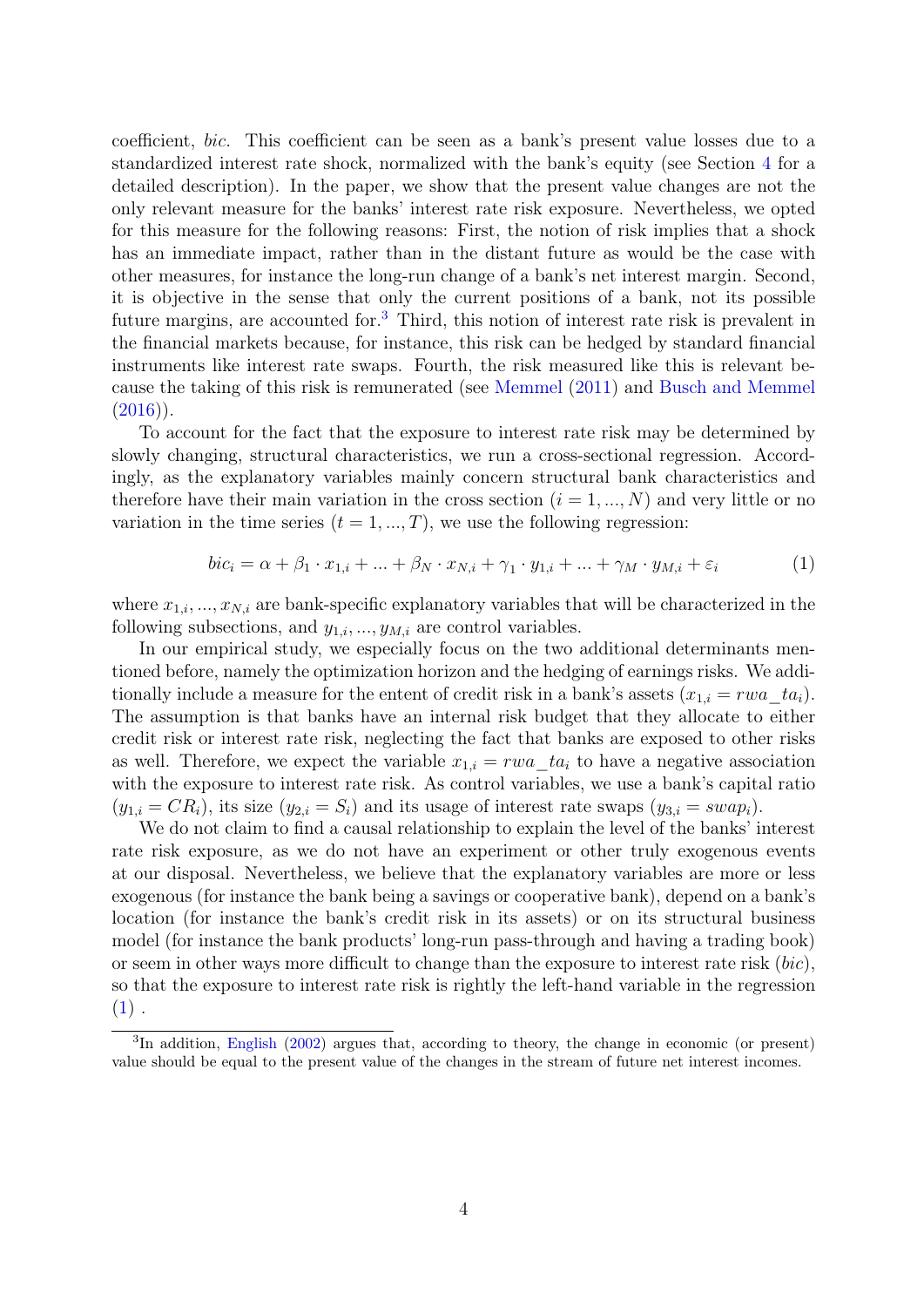coefficient, *bic*. This coefficient can be seen as a bank's present value losses due to a standardized interest rate shock, normalized with the bank's equity (see Section 4 for a detailed description). In the paper, we show that the present value changes are not the only relevant measure for the banks' interest rate risk exposure. Nevertheless, we opted for this measure for the following reasons: First, the notion of risk implies that a shock has an immediate impact, rather than in the distant future as would be the case with other measures, for instance the long-run change of a bank's net interest margin. Second, it is objective in the sense that only the current positions of a bank, not its possible future margins, are accounted for.[3] Third, this notion of interest rate risk is prevalent in the financial markets because, for instance, this risk can be hedged by standard financial instruments like interest rate swaps. Fourth, the risk measured like this is relevant because the taking of this risk is remunerated (see Memmel (2011) and Busch and Memmel (2016)).

To account for the fact that the exposure to interest rate risk may be determined by slowly changing, structural characteristics, we run a cross-sectional regression. Accordingly, as the explanatory variables mainly concern structural bank characteristics and therefore have their main variation in the cross section ($i = 1, ..., N$) and very little or no variation in the time series ($t = 1, ..., T$), we use the following regression:

$$bic_i = \alpha + \beta_1 \cdot x_{1,i} + ... + \beta_N \cdot x_{N,i} + \gamma_1 \cdot y_{1,i} + ... + \gamma_M \cdot y_{M,i} + \varepsilon_i \tag{1}$$

where $x_{1,i}, ..., x_{N,i}$ are bank-specific explanatory variables that will be characterized in the following subsections, and $y_{1,i}, ..., y_{M,i}$ are control variables.

In our empirical study, we especially focus on the two additional determinants mentioned before, namely the optimization horizon and the hedging of earnings risks. We additionally include a measure for the entent of credit risk in a bank's assets ($x_{1,i} = rwa\_ta_i$). The assumption is that banks have an internal risk budget that they allocate to either credit risk or interest rate risk, neglecting the fact that banks are exposed to other risks as well. Therefore, we expect the variable $x_{1,i} = rwa\_ta_i$ to have a negative association with the exposure to interest rate risk. As control variables, we use a bank's capital ratio ($y_{1,i} = CR_i$), its size ($y_{2,i} = S_i$) and its usage of interest rate swaps ($y_{3,i} = swap_i$).

We do not claim to find a causal relationship to explain the level of the banks' interest rate risk exposure, as we do not have an experiment or other truly exogenous events at our disposal. Nevertheless, we believe that the explanatory variables are more or less exogenous (for instance the bank being a savings or cooperative bank), depend on a bank's location (for instance the bank's credit risk in its assets) or on its structural business model (for instance the bank products' long-run pass-through and having a trading book) or seem in other ways more difficult to change than the exposure to interest rate risk (*bic*), so that the exposure to interest rate risk is rightly the left-hand variable in the regression (1) .

[3] In addition, English (2002) argues that, according to theory, the change in economic (or present) value should be equal to the present value of the changes in the stream of future net interest incomes.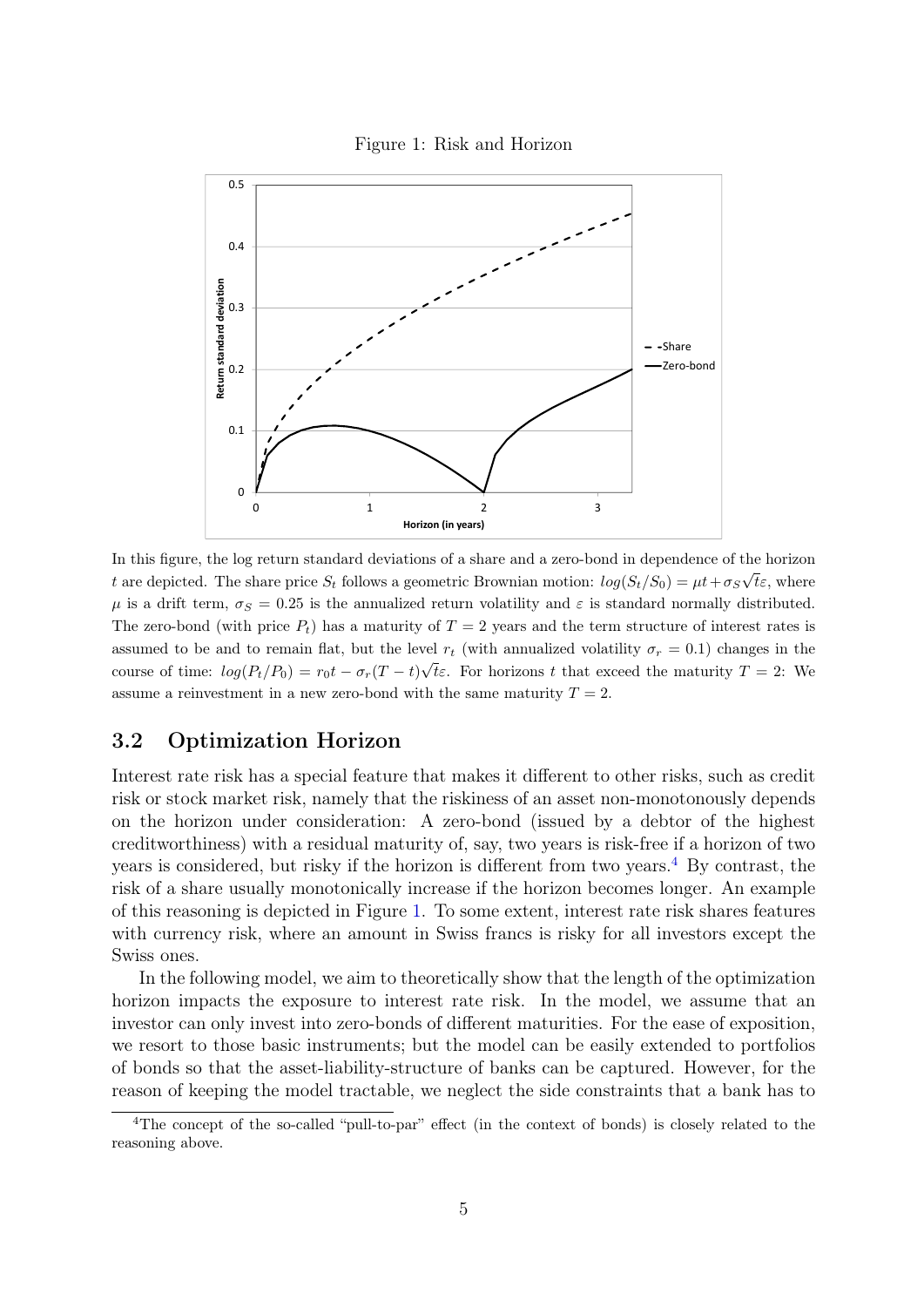Figure 1: Risk and Horizon

In this figure, the log return standard deviations of a share and a zero-bond in dependence of the horizon $t$ are depicted. The share price $S_t$ follows a geometric Brownian motion: $log(S_t/S_0) = \mu t + \sigma_S \sqrt{t}\varepsilon$, where $\mu$ is a drift term, $\sigma_S = 0.25$ is the annualized return volatility and $\varepsilon$ is standard normally distributed. The zero-bond (with price $P_t$) has a maturity of $T = 2$ years and the term structure of interest rates is assumed to be and to remain flat, but the level $r_t$ (with annualized volatility $\sigma_r = 0.1$) changes in the course of time: $log(P_t/P_0) = r_0 t - \sigma_r (T - t)\sqrt{t}\varepsilon$. For horizons $t$ that exceed the maturity $T = 2$: We assume a reinvestment in a new zero-bond with the same maturity $T = 2$.

## 3.2 Optimization Horizon

Interest rate risk has a special feature that makes it different to other risks, such as credit risk or stock market risk, namely that the riskiness of an asset non-monotonously depends on the horizon under consideration: A zero-bond (issued by a debtor of the highest creditworthiness) with a residual maturity of, say, two years is risk-free if a horizon of two years is considered, but risky if the horizon is different from two years.[4] By contrast, the risk of a share usually monotonically increase if the horizon becomes longer. An example of this reasoning is depicted in Figure 1. To some extent, interest rate risk shares features with currency risk, where an amount in Swiss francs is risky for all investors except the Swiss ones.

In the following model, we aim to theoretically show that the length of the optimization horizon impacts the exposure to interest rate risk. In the model, we assume that an investor can only invest into zero-bonds of different maturities. For the ease of exposition, we resort to those basic instruments; but the model can be easily extended to portfolios of bonds so that the asset-liability-structure of banks can be captured. However, for the reason of keeping the model tractable, we neglect the side constraints that a bank has to

[4] The concept of the so-called "pull-to-par" effect (in the context of bonds) is closely related to the reasoning above.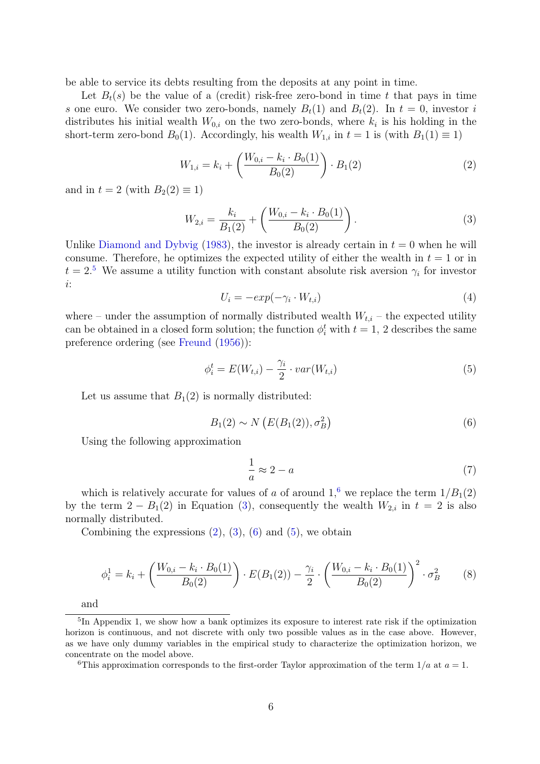be able to service its debts resulting from the deposits at any point in time.

Let $B_t(s)$ be the value of a (credit) risk-free zero-bond in time $t$ that pays in time $s$ one euro. We consider two zero-bonds, namely $B_t(1)$ and $B_t(2)$. In $t = 0$, investor $i$ distributes his initial wealth $W_{0,i}$ on the two zero-bonds, where $k_i$ is his holding in the short-term zero-bond $B_0(1)$. Accordingly, his wealth $W_{1,i}$ in $t = 1$ is (with $B_1(1) \equiv 1$)

$$W_{1,i} = k_i + \left( \frac{W_{0,i} - k_i \cdot B_0(1)}{B_0(2)} \right) \cdot B_1(2) \tag{2}$$

and in $t = 2$ (with $B_2(2) \equiv 1$)

$$W_{2,i} = \frac{k_i}{B_1(2)} + \left( \frac{W_{0,i} - k_i \cdot B_0(1)}{B_0(2)} \right). \tag{3}$$

Unlike Diamond and Dybvig (1983), the investor is already certain in $t = 0$ when he will consume. Therefore, he optimizes the expected utility of either the wealth in $t = 1$ or in $t = 2$.[5] We assume a utility function with constant absolute risk aversion $\gamma_i$ for investor $i$:

$$U_i = -exp(-\gamma_i \cdot W_{t,i}) \tag{4}$$

where – under the assumption of normally distributed wealth $W_{t,i}$ – the expected utility can be obtained in a closed form solution; the function $\phi_i^t$ with $t = 1, 2$ describes the same preference ordering (see Freund (1956)):

$$\phi_i^t = E(W_{t,i}) - \frac{\gamma_i}{2} \cdot var(W_{t,i}) \tag{5}$$

Let us assume that $B_1(2)$ is normally distributed:

$$B_1(2) \sim N\left(E(B_1(2)), \sigma_B^2\right) \tag{6}$$

Using the following approximation

$$\frac{1}{a} \approx 2 - a \tag{7}$$

which is relatively accurate for values of $a$ of around 1,[6] we replace the term $1/B_1(2)$ by the term $2 - B_1(2)$ in Equation (3), consequently the wealth $W_{2,i}$ in $t = 2$ is also normally distributed.

Combining the expressions (2), (3), (6) and (5), we obtain

$$\phi_i^1 = k_i + \left( \frac{W_{0,i} - k_i \cdot B_0(1)}{B_0(2)} \right) \cdot E(B_1(2)) - \frac{\gamma_i}{2} \cdot \left( \frac{W_{0,i} - k_i \cdot B_0(1)}{B_0(2)} \right)^2 \cdot \sigma_B^2 \tag{8}$$

and

[5] In Appendix 1, we show how a bank optimizes its exposure to interest rate risk if the optimization horizon is continuous, and not discrete with only two possible values as in the case above. However, as we have only dummy variables in the empirical study to characterize the optimization horizon, we concentrate on the model above.

[6] This approximation corresponds to the first-order Taylor approximation of the term $1/a$ at $a = 1$.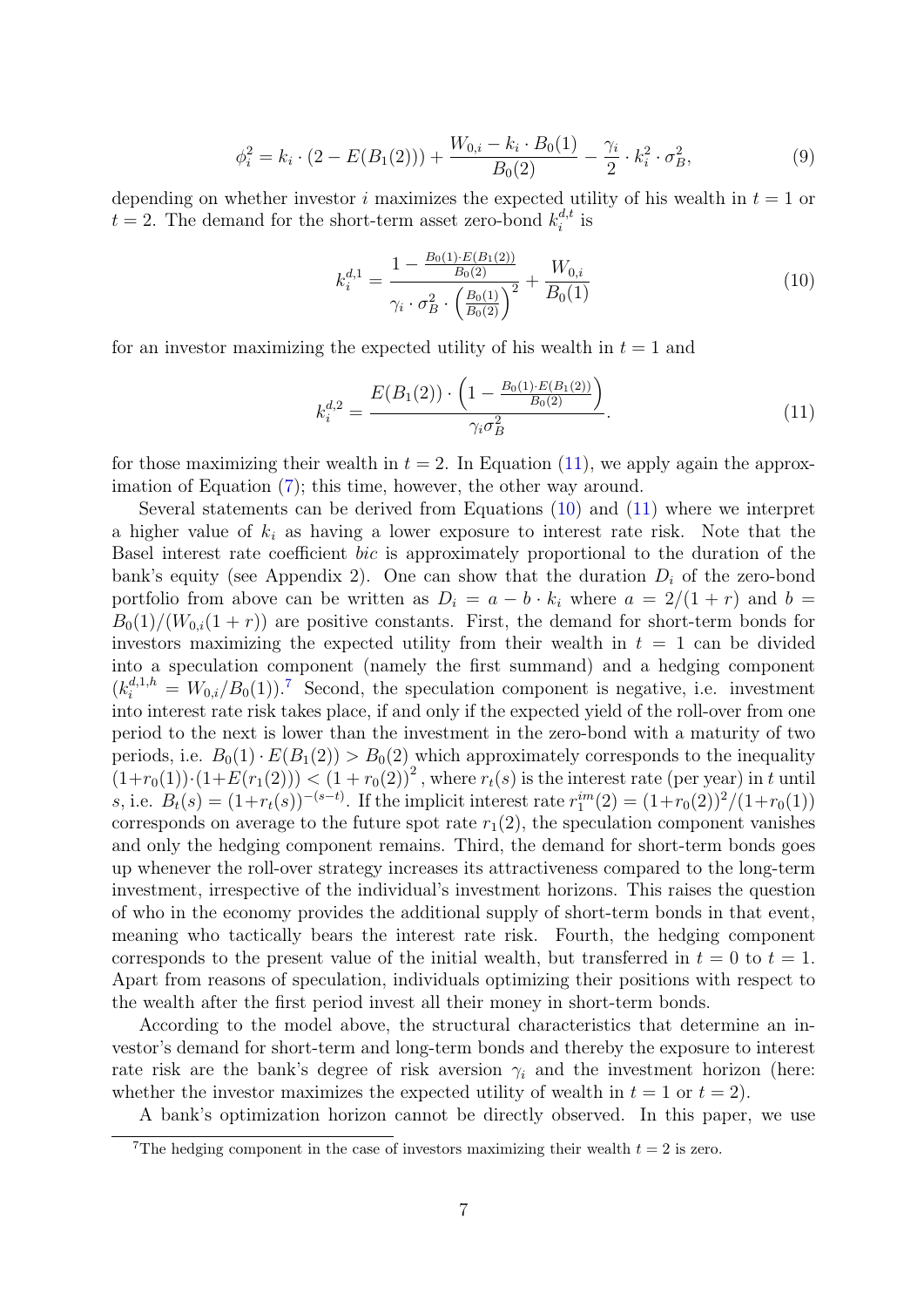$$\phi_i^2 = k_i \cdot (2 - E(B_1(2))) + \frac{W_{0,i} - k_i \cdot B_0(1)}{B_0(2)} - \frac{\gamma_i}{2} \cdot k_i^2 \cdot \sigma_B^2, \tag{9}$$

depending on whether investor $i$ maximizes the expected utility of his wealth in $t = 1$ or $t = 2$. The demand for the short-term asset zero-bond $k_i^{d,t}$ is

$$k_i^{d,1} = \frac{1 - \frac{B_0(1) \cdot E(B_1(2))}{B_0(2)}}{\gamma_i \cdot \sigma_B^2 \cdot \left(\frac{B_0(1)}{B_0(2)}\right)^2} + \frac{W_{0,i}}{B_0(1)} \tag{10}$$

for an investor maximizing the expected utility of his wealth in $t = 1$ and

$$k_i^{d,2} = \frac{E(B_1(2)) \cdot \left(1 - \frac{B_0(1) \cdot E(B_1(2))}{B_0(2)}\right)}{\gamma_i \sigma_B^2}. \tag{11}$$

for those maximizing their wealth in $t = 2$. In Equation (11), we apply again the approximation of Equation (7); this time, however, the other way around.

Several statements can be derived from Equations (10) and (11) where we interpret a higher value of $k_i$ as having a lower exposure to interest rate risk. Note that the Basel interest rate coefficient *bic* is approximately proportional to the duration of the bank's equity (see Appendix 2). One can show that the duration $D_i$ of the zero-bond portfolio from above can be written as $D_i = a - b \cdot k_i$ where $a = 2/(1 + r)$ and $b = B_0(1)/(W_{0,i}(1 + r))$ are positive constants. First, the demand for short-term bonds for investors maximizing the expected utility from their wealth in $t = 1$ can be divided into a speculation component (namely the first summand) and a hedging component ($k_i^{d,1,h} = W_{0,i}/B_0(1)$).[7] Second, the speculation component is negative, i.e. investment into interest rate risk takes place, if and only if the expected yield of the roll-over from one period to the next is lower than the investment in the zero-bond with a maturity of two periods, i.e. $B_0(1) \cdot E(B_1(2)) > B_0(2)$ which approximately corresponds to the inequality $(1+r_0(1)) \cdot (1+E(r_1(2))) < (1+r_0(2))^2$, where $r_t(s)$ is the interest rate (per year) in $t$ until $s$, i.e. $B_t(s) = (1+r_t(s))^{-(s-t)}$. If the implicit interest rate $r_1^{im}(2) = (1+r_0(2))^2/(1+r_0(1))$ corresponds on average to the future spot rate $r_1(2)$, the speculation component vanishes and only the hedging component remains. Third, the demand for short-term bonds goes up whenever the roll-over strategy increases its attractiveness compared to the long-term investment, irrespective of the individual's investment horizons. This raises the question of who in the economy provides the additional supply of short-term bonds in that event, meaning who tactically bears the interest rate risk. Fourth, the hedging component corresponds to the present value of the initial wealth, but transferred in $t = 0$ to $t = 1$. Apart from reasons of speculation, individuals optimizing their positions with respect to the wealth after the first period invest all their money in short-term bonds.

According to the model above, the structural characteristics that determine an investor's demand for short-term and long-term bonds and thereby the exposure to interest rate risk are the bank's degree of risk aversion $\gamma_i$ and the investment horizon (here: whether the investor maximizes the expected utility of wealth in $t = 1$ or $t = 2$).

A bank's optimization horizon cannot be directly observed. In this paper, we use

[7]The hedging component in the case of investors maximizing their wealth $t = 2$ is zero.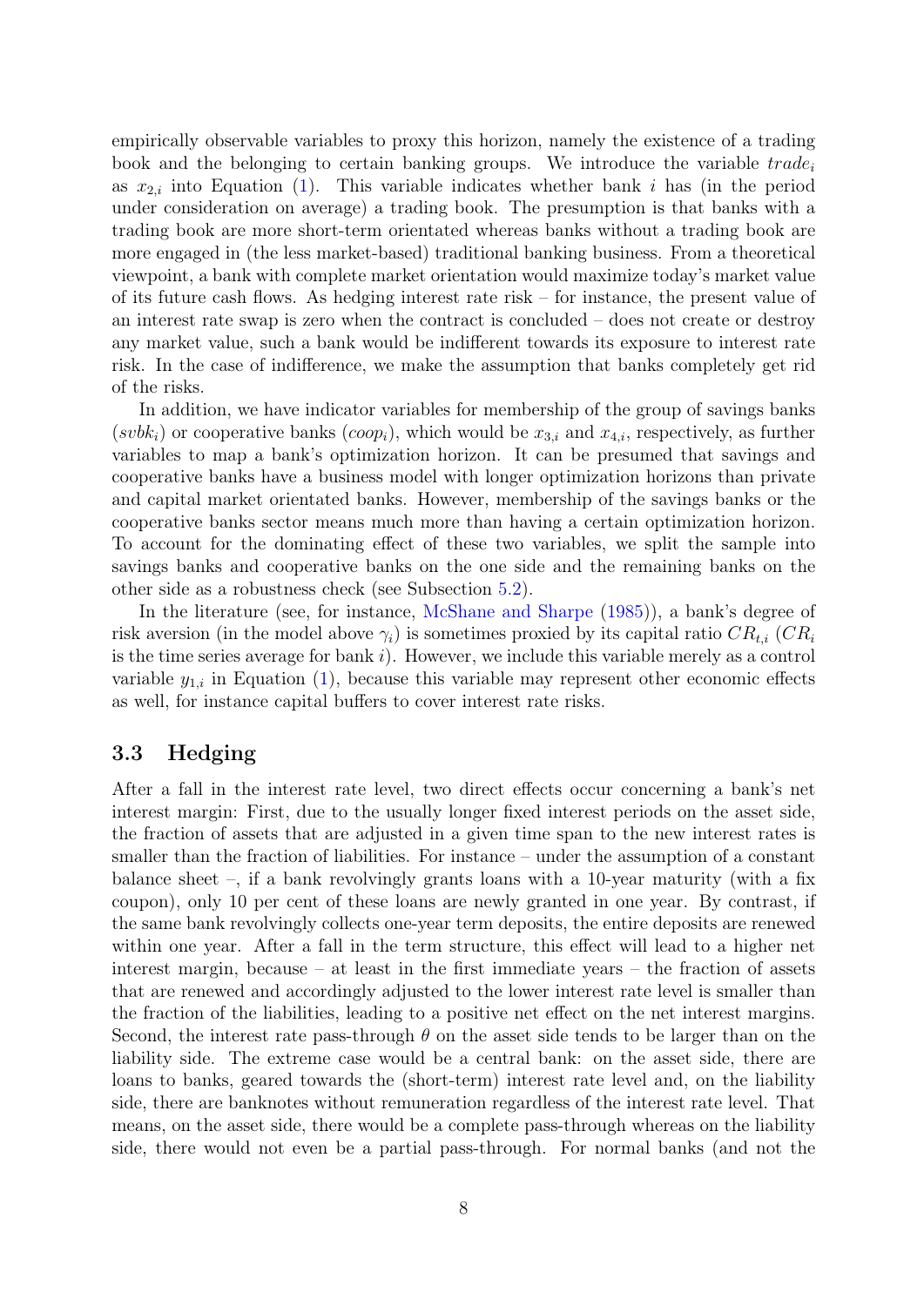empirically observable variables to proxy this horizon, namely the existence of a trading book and the belonging to certain banking groups. We introduce the variable $trade_i$ as $x_{2,i}$ into Equation (1). This variable indicates whether bank $i$ has (in the period under consideration on average) a trading book. The presumption is that banks with a trading book are more short-term orientated whereas banks without a trading book are more engaged in (the less market-based) traditional banking business. From a theoretical viewpoint, a bank with complete market orientation would maximize today's market value of its future cash flows. As hedging interest rate risk – for instance, the present value of an interest rate swap is zero when the contract is concluded – does not create or destroy any market value, such a bank would be indifferent towards its exposure to interest rate risk. In the case of indifference, we make the assumption that banks completely get rid of the risks.

In addition, we have indicator variables for membership of the group of savings banks ($svbk_i$) or cooperative banks ($coop_i$), which would be $x_{3,i}$ and $x_{4,i}$, respectively, as further variables to map a bank's optimization horizon. It can be presumed that savings and cooperative banks have a business model with longer optimization horizons than private and capital market orientated banks. However, membership of the savings banks or the cooperative banks sector means much more than having a certain optimization horizon. To account for the dominating effect of these two variables, we split the sample into savings banks and cooperative banks on the one side and the remaining banks on the other side as a robustness check (see Subsection 5.2).

In the literature (see, for instance, McShane and Sharpe (1985)), a bank's degree of risk aversion (in the model above $\gamma_i$) is sometimes proxied by its capital ratio $CR_{t,i}$ ($CR_i$ is the time series average for bank $i$). However, we include this variable merely as a control variable $y_{1,i}$ in Equation (1), because this variable may represent other economic effects as well, for instance capital buffers to cover interest rate risks.

## 3.3 Hedging

After a fall in the interest rate level, two direct effects occur concerning a bank's net interest margin: First, due to the usually longer fixed interest periods on the asset side, the fraction of assets that are adjusted in a given time span to the new interest rates is smaller than the fraction of liabilities. For instance – under the assumption of a constant balance sheet –, if a bank revolvingly grants loans with a 10-year maturity (with a fix coupon), only 10 per cent of these loans are newly granted in one year. By contrast, if the same bank revolvingly collects one-year term deposits, the entire deposits are renewed within one year. After a fall in the term structure, this effect will lead to a higher net interest margin, because – at least in the first immediate years – the fraction of assets that are renewed and accordingly adjusted to the lower interest rate level is smaller than the fraction of the liabilities, leading to a positive net effect on the net interest margins. Second, the interest rate pass-through $\theta$ on the asset side tends to be larger than on the liability side. The extreme case would be a central bank: on the asset side, there are loans to banks, geared towards the (short-term) interest rate level and, on the liability side, there are banknotes without remuneration regardless of the interest rate level. That means, on the asset side, there would be a complete pass-through whereas on the liability side, there would not even be a partial pass-through. For normal banks (and not the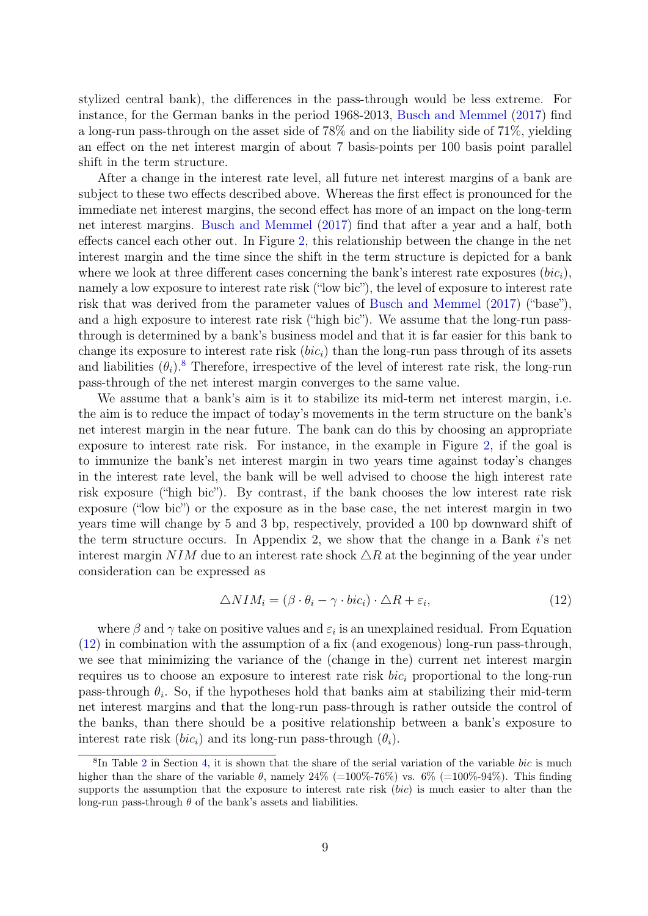stylized central bank), the differences in the pass-through would be less extreme. For instance, for the German banks in the period 1968-2013, Busch and Memmel (2017) find a long-run pass-through on the asset side of 78% and on the liability side of 71%, yielding an effect on the net interest margin of about 7 basis-points per 100 basis point parallel shift in the term structure.

After a change in the interest rate level, all future net interest margins of a bank are subject to these two effects described above. Whereas the first effect is pronounced for the immediate net interest margins, the second effect has more of an impact on the long-term net interest margins. Busch and Memmel (2017) find that after a year and a half, both effects cancel each other out. In Figure 2, this relationship between the change in the net interest margin and the time since the shift in the term structure is depicted for a bank where we look at three different cases concerning the bank's interest rate exposures ($bic_i$), namely a low exposure to interest rate risk ("low bic"), the level of exposure to interest rate risk that was derived from the parameter values of Busch and Memmel (2017) ("base"), and a high exposure to interest rate risk ("high bic"). We assume that the long-run pass-through is determined by a bank's business model and that it is far easier for this bank to change its exposure to interest rate risk ($bic_i$) than the long-run pass through of its assets and liabilities ($\theta_i$).[8] Therefore, irrespective of the level of interest rate risk, the long-run pass-through of the net interest margin converges to the same value.

We assume that a bank's aim is it to stabilize its mid-term net interest margins, i.e. the aim is to reduce the impact of today's movements in the term structure on the bank's net interest margin in the near future. The bank can do this by choosing an appropriate exposure to interest rate risk. For instance, in the example in Figure 2, if the goal is to immunize the bank's net interest margin in two years time against today's changes in the interest rate level, the bank will be well advised to choose the high interest rate risk exposure ("high bic"). By contrast, if the bank chooses the low interest rate risk exposure ("low bic") or the exposure as in the base case, the net interest margin in two years time will change by 5 and 3 bp, respectively, provided a 100 bp downward shift of the term structure occurs. In Appendix 2, we show that the change in a Bank $i$'s net interest margin $NIM$ due to an interest rate shock $\triangle R$ at the beginning of the year under consideration can be expressed as

$$\triangle NIM_i = (\beta \cdot \theta_i - \gamma \cdot bic_i) \cdot \triangle R + \varepsilon_i, \tag{12}$$

where $\beta$ and $\gamma$ take on positive values and $\varepsilon_i$ is an unexplained residual. From Equation (12) in combination with the assumption of a fix (and exogenous) long-run pass-through, we see that minimizing the variance of the (change in the) current net interest margin requires us to choose an exposure to interest rate risk $bic_i$ proportional to the long-run pass-through $\theta_i$. So, if the hypotheses hold that banks aim at stabilizing their mid-term net interest margins and that the long-run pass-through is rather outside the control of the banks, than there should be a positive relationship between a bank's exposure to interest rate risk ($bic_i$) and its long-run pass-through ($\theta_i$).

[8] In Table 2 in Section 4, it is shown that the share of the serial variation of the variable $bic$ is much higher than the share of the variable $\theta$, namely 24% (=100%-76%) vs. 6% (=100%-94%). This finding supports the assumption that the exposure to interest rate risk ($bic$) is much easier to alter than the long-run pass-through $\theta$ of the bank's assets and liabilities.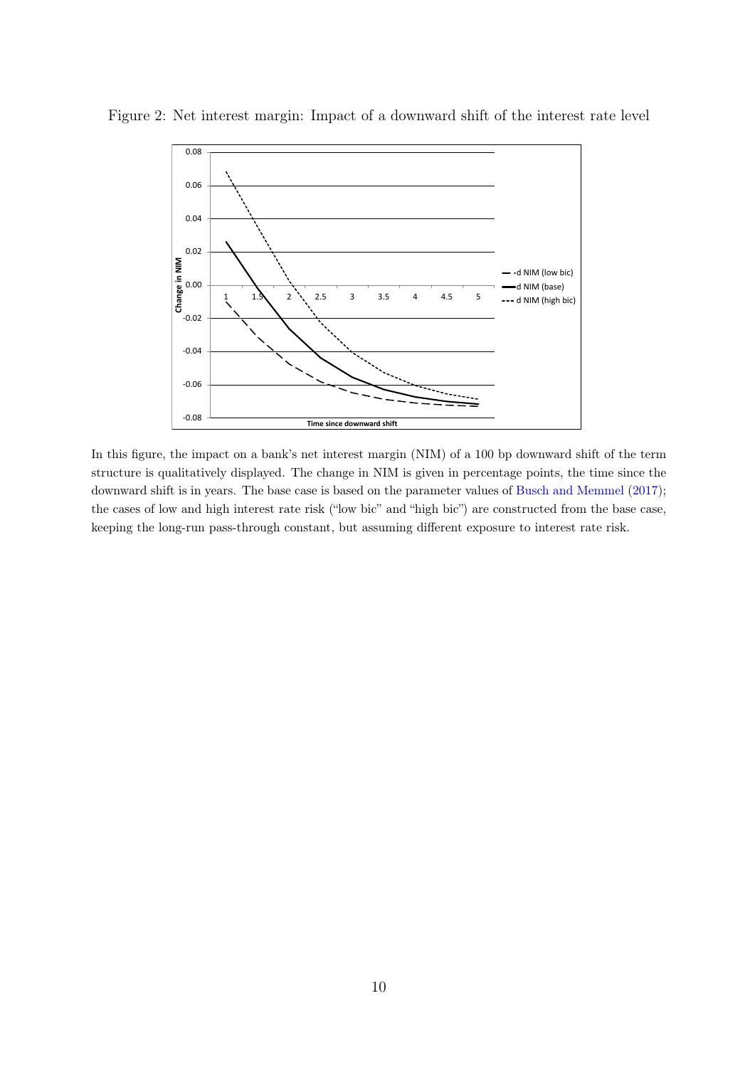Figure 2: Net interest margin: Impact of a downward shift of the interest rate level

In this figure, the impact on a bank's net interest margin (NIM) of a 100 bp downward shift of the term structure is qualitatively displayed. The change in NIM is given in percentage points, the time since the downward shift is in years. The base case is based on the parameter values of Busch and Memmel (2017); the cases of low and high interest rate risk ("low bic" and "high bic") are constructed from the base case, keeping the long-run pass-through constant, but assuming different exposure to interest rate risk.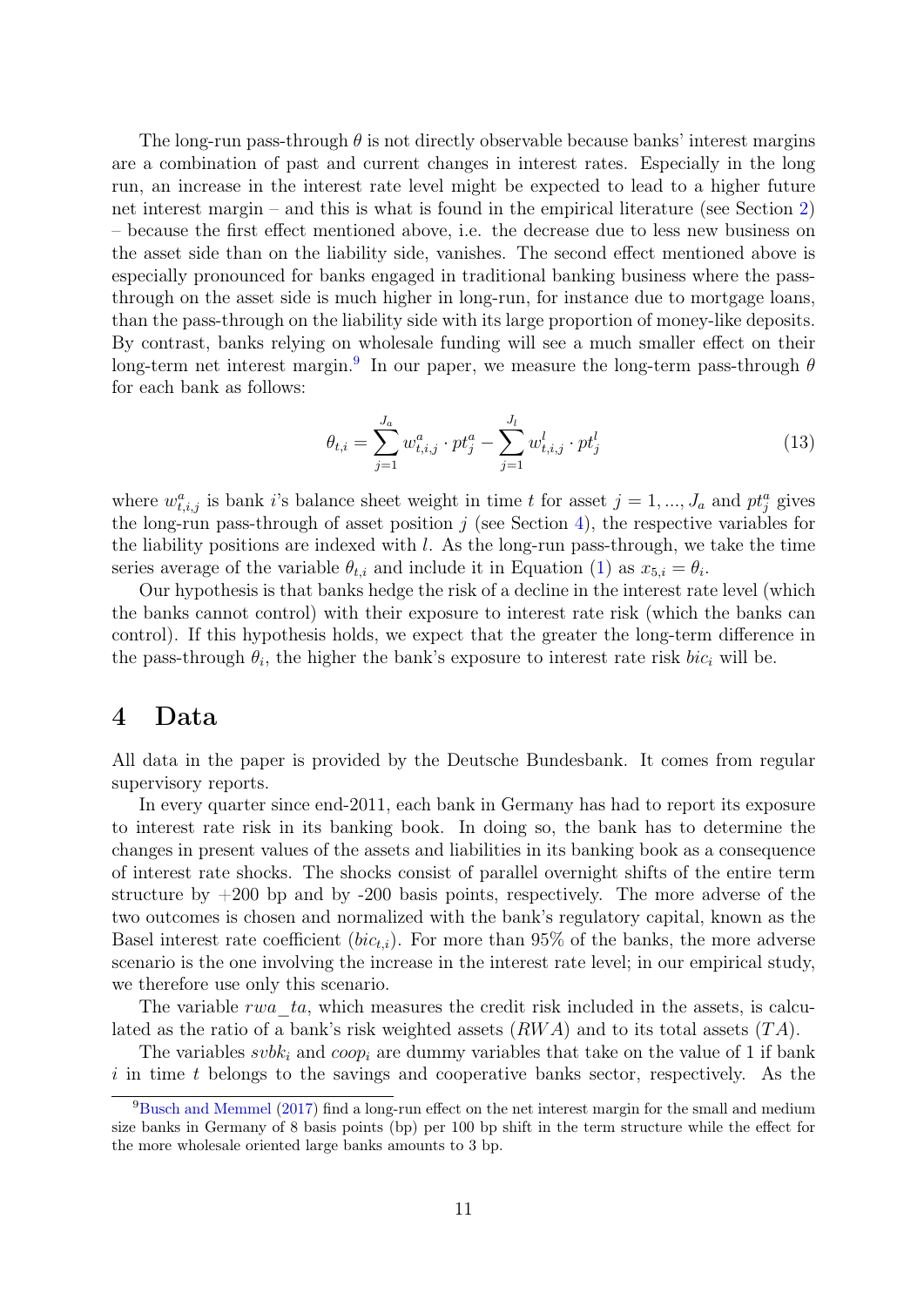The long-run pass-through $\theta$ is not directly observable because banks' interest margins are a combination of past and current changes in interest rates. Especially in the long run, an increase in the interest rate level might be expected to lead to a higher future net interest margin – and this is what is found in the empirical literature (see Section 2) – because the first effect mentioned above, i.e. the decrease due to less new business on the asset side than on the liability side, vanishes. The second effect mentioned above is especially pronounced for banks engaged in traditional banking business where the pass-through on the asset side is much higher in long-run, for instance due to mortgage loans, than the pass-through on the liability side with its large proportion of money-like deposits. By contrast, banks relying on wholesale funding will see a much smaller effect on their long-term net interest margin.[9] In our paper, we measure the long-term pass-through $\theta$ for each bank as follows:

$$\theta_{t,i} = \sum_{j=1}^{J_a} w^a_{t,i,j} \cdot pt^a_j - \sum_{j=1}^{J_l} w^l_{t,i,j} \cdot pt^l_j \tag{13}$$

where $w^a_{t,i,j}$ is bank $i$'s balance sheet weight in time $t$ for asset $j = 1, ..., J_a$ and $pt^a_j$ gives the long-run pass-through of asset position $j$ (see Section 4), the respective variables for the liability positions are indexed with $l$. As the long-run pass-through, we take the time series average of the variable $\theta_{t,i}$ and include it in Equation (1) as $x_{5,i} = \theta_i$.

Our hypothesis is that banks hedge the risk of a decline in the interest rate level (which the banks cannot control) with their exposure to interest rate risk (which the banks can control). If this hypothesis holds, we expect that the greater the long-term difference in the pass-through $\theta_i$, the higher the bank's exposure to interest rate risk $bic_i$ will be.

# 4 Data

All data in the paper is provided by the Deutsche Bundesbank. It comes from regular supervisory reports.

In every quarter since end-2011, each bank in Germany has had to report its exposure to interest rate risk in its banking book. In doing so, the bank has to determine the changes in present values of the assets and liabilities in its banking book as a consequence of interest rate shocks. The shocks consist of parallel overnight shifts of the entire term structure by +200 bp and by -200 basis points, respectively. The more adverse of the two outcomes is chosen and normalized with the bank's regulatory capital, known as the Basel interest rate coefficient ($bic_{t,i}$). For more than 95% of the banks, the more adverse scenario is the one involving the increase in the interest rate level; in our empirical study, we therefore use only this scenario.

The variable $rwa\_ta$, which measures the credit risk included in the assets, is calculated as the ratio of a bank's risk weighted assets ($RWA$) and to its total assets ($TA$).

The variables $svbk_i$ and $coop_i$ are dummy variables that take on the value of 1 if bank $i$ in time $t$ belongs to the savings and cooperative banks sector, respectively. As the

[9] Busch and Memmel (2017) find a long-run effect on the net interest margin for the small and medium size banks in Germany of 8 basis points (bp) per 100 bp shift in the term structure while the effect for the more wholesale oriented large banks amounts to 3 bp.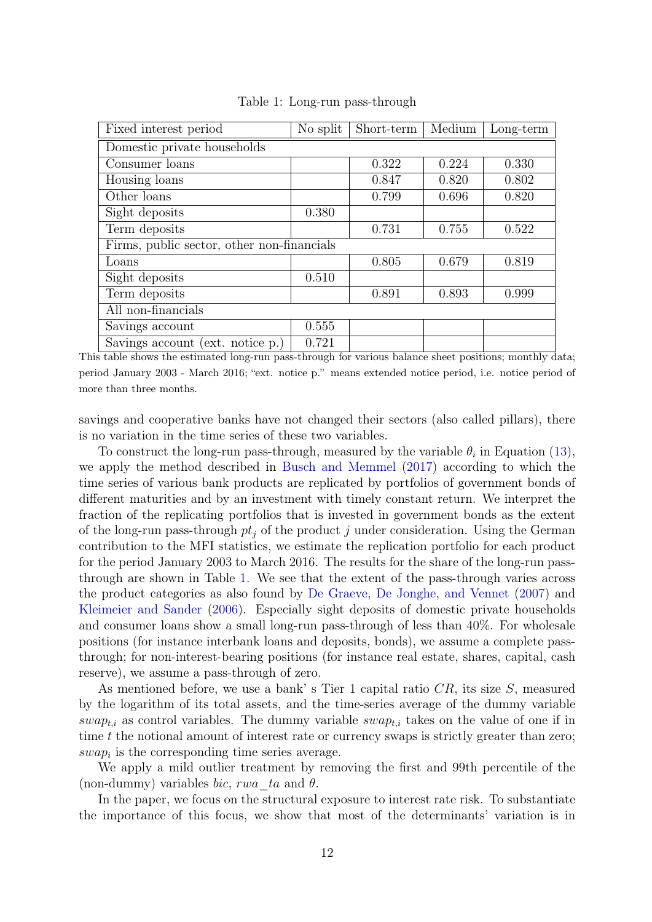Table 1: Long-run pass-through

| Fixed interest period | No split | Short-term | Medium | Long-term |
|---|---|---|---|---|
| Domestic private households | | | | |
| Consumer loans | | 0.322 | 0.224 | 0.330 |
| Housing loans | | 0.847 | 0.820 | 0.802 |
| Other loans | | 0.799 | 0.696 | 0.820 |
| Sight deposits | 0.380 | | | |
| Term deposits | | 0.731 | 0.755 | 0.522 |
| Firms, public sector, other non-financials | | | | |
| Loans | | 0.805 | 0.679 | 0.819 |
| Sight deposits | 0.510 | | | |
| Term deposits | | 0.891 | 0.893 | 0.999 |
| All non-financials | | | | |
| Savings account | 0.555 | | | |
| Savings account (ext. notice p.) | 0.721 | | | |

This table shows the estimated long-run pass-through for various balance sheet positions; monthly data; period January 2003 - March 2016; "ext. notice p." means extended notice period, i.e. notice period of more than three months.

savings and cooperative banks have not changed their sectors (also called pillars), there is no variation in the time series of these two variables.

To construct the long-run pass-through, measured by the variable $\theta_i$ in Equation (13), we apply the method described in Busch and Memmel (2017) according to which the time series of various bank products are replicated by portfolios of government bonds of different maturities and by an investment with timely constant return. We interpret the fraction of the replicating portfolios that is invested in government bonds as the extent of the long-run pass-through $pt_j$ of the product $j$ under consideration. Using the German contribution to the MFI statistics, we estimate the replication portfolio for each product for the period January 2003 to March 2016. The results for the share of the long-run pass-through are shown in Table 1. We see that the extent of the pass-through varies across the product categories as also found by De Graeve, De Jonghe, and Vennet (2007) and Kleimeier and Sander (2006). Especially sight deposits of domestic private households and consumer loans show a small long-run pass-through of less than 40%. For wholesale positions (for instance interbank loans and deposits, bonds), we assume a complete pass-through; for non-interest-bearing positions (for instance real estate, shares, capital, cash reserve), we assume a pass-through of zero.

As mentioned before, we use a bank' s Tier 1 capital ratio $CR$, its size $S$, measured by the logarithm of its total assets, and the time-series average of the dummy variable $swap_{t,i}$ as control variables. The dummy variable $swap_{t,i}$ takes on the value of one if in time $t$ the notional amount of interest rate or currency swaps is strictly greater than zero; $swap_i$ is the corresponding time series average.

We apply a mild outlier treatment by removing the first and 99th percentile of the (non-dummy) variables $bic$, $rwa\_ta$ and $\theta$.

In the paper, we focus on the structural exposure to interest rate risk. To substantiate the importance of this focus, we show that most of the determinants' variation is in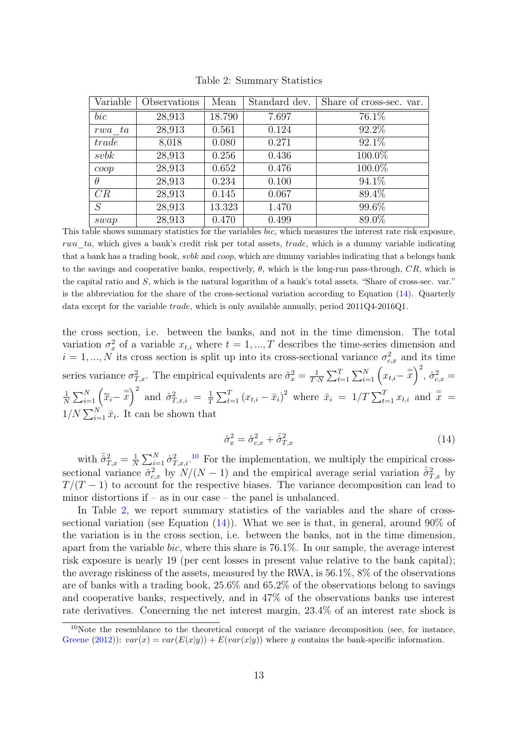Table 2: Summary Statistics

| Variable | Observations | Mean | Standard dev. | Share of cross-sec. var. |
|---|---|---|---|---|
| *bic* | 28,913 | 18.790 | 7.697 | 76.1% |
| *rwa_ta* | 28,913 | 0.561 | 0.124 | 92.2% |
| *trade* | 8,018 | 0.080 | 0.271 | 92.1% |
| *svbk* | 28,913 | 0.256 | 0.436 | 100.0% |
| *coop* | 28,913 | 0.652 | 0.476 | 100.0% |
| $\theta$ | 28,913 | 0.234 | 0.100 | 94.1% |
| $CR$ | 28,913 | 0.145 | 0.067 | 89.4% |
| $S$ | 28,913 | 13.323 | 1.470 | 99.6% |
| *swap* | 28,913 | 0.470 | 0.499 | 89.0% |

This table shows summary statistics for the variables *bic*, which measures the interest rate risk exposure, *rwa_ta*, which gives a bank's credit risk per total assets, *trade*, which is a dummy variable indicating that a bank has a trading book, *svbk* and *coop*, which are dummy variables indicating that a belongs bank to the savings and cooperative banks, respectively, $\theta$, which is the long-run pass-through, $CR$, which is the capital ratio and $S$, which is the natural logarithm of a bank's total assets. "Share of cross-sec. var." is the abbreviation for the share of the cross-sectional variation according to Equation (14). Quarterly data except for the variable *trade*, which is only available annually, period 2011Q4-2016Q1.

the cross section, i.e. between the banks, and not in the time dimension. The total variation $\sigma_x^2$ of a variable $x_{t,i}$ where $t = 1, ..., T$ describes the time-series dimension and $i = 1, ..., N$ its cross section is split up into its cross-sectional variance $\sigma_{c,x}^2$ and its time series variance $\sigma_{T,x}^2$. The empirical equivalents are $\hat{\sigma}_x^2 = \frac{1}{T \cdot N} \sum_{t=1}^{T} \sum_{i=1}^{N} \left(x_{t,i} - \bar{\bar{x}}\right)^2$, $\hat{\sigma}_{c,x}^2 = \frac{1}{N} \sum_{i=1}^{N} \left(\bar{x}_i - \bar{\bar{x}}\right)^2$ and $\hat{\sigma}_{T,x,i}^2 = \frac{1}{T} \sum_{t=1}^{T} \left(x_{t,i} - \bar{x}_i\right)^2$ where $\bar{x}_i = 1/T \sum_{t=1}^{T} x_{t,i}$ and $\bar{\bar{x}} = 1/N \sum_{i=1}^{N} \bar{x}_i$. It can be shown that

$$\hat{\sigma}_x^2 = \hat{\sigma}_{c,x}^2 + \bar{\hat{\sigma}}_{T,x}^2 \tag{14}$$

with $\bar{\hat{\sigma}}_{T,x}^2 = \frac{1}{N} \sum_{i=1}^{N} \hat{\sigma}_{T,x,i}^2$.[10] For the implementation, we multiply the empirical cross-sectional variance $\hat{\sigma}_{c,x}^2$ by $N/(N-1)$ and the empirical average serial variation $\bar{\hat{\sigma}}_{T,x}^2$ by $T/(T-1)$ to account for the respective biases. The variance decomposition can lead to minor distortions if – as in our case – the panel is unbalanced.

In Table 2, we report summary statistics of the variables and the share of cross-sectional variation (see Equation (14)). What we see is that, in general, around 90% of the variation is in the cross section, i.e. between the banks, not in the time dimension, apart from the variable *bic*, where this share is 76.1%. In our sample, the average interest risk exposure is nearly 19 (per cent losses in present value relative to the bank capital); the average riskiness of the assets, measured by the RWA, is 56.1%, 8% of the observations are of banks with a trading book, 25.6% and 65.2% of the observations belong to savings and cooperative banks, respectively, and in 47% of the observations banks use interest rate derivatives. Concerning the net interest margin, 23.4% of an interest rate shock is

[10] Note the resemblance to the theoretical concept of the variance decomposition (see, for instance, Greene (2012)): $var(x) = var(E(x|y)) + E(var(x|y))$ where $y$ contains the bank-specific information.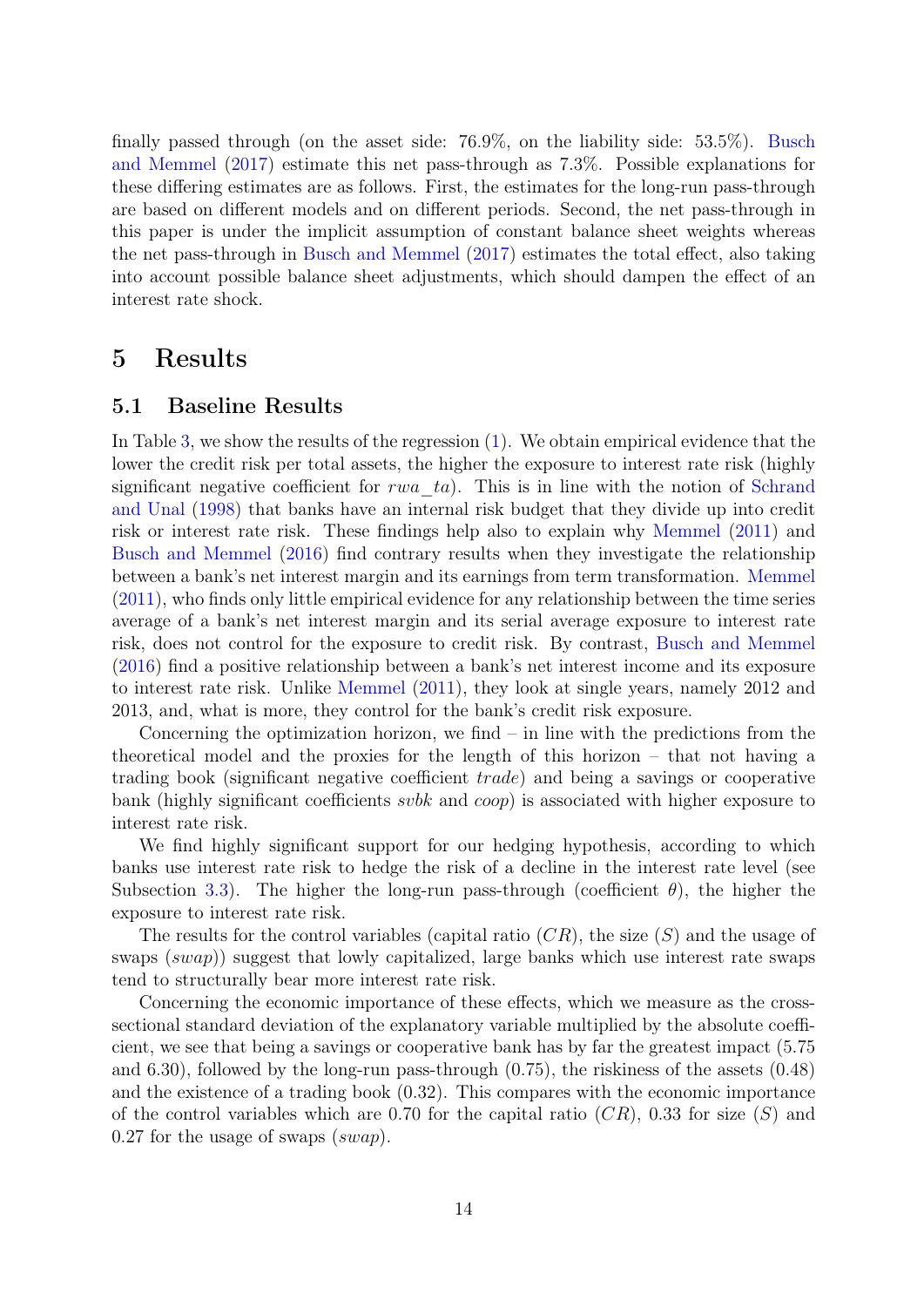finally passed through (on the asset side: 76.9%, on the liability side: 53.5%). Busch and Memmel (2017) estimate this net pass-through as 7.3%. Possible explanations for these differing estimates are as follows. First, the estimates for the long-run pass-through are based on different models and on different periods. Second, the net pass-through in this paper is under the implicit assumption of constant balance sheet weights whereas the net pass-through in Busch and Memmel (2017) estimates the total effect, also taking into account possible balance sheet adjustments, which should dampen the effect of an interest rate shock.

# 5 Results

## 5.1 Baseline Results

In Table 3, we show the results of the regression (1). We obtain empirical evidence that the lower the credit risk per total assets, the higher the exposure to interest rate risk (highly significant negative coefficient for $rwa\_ta$). This is in line with the notion of Schrand and Unal (1998) that banks have an internal risk budget that they divide up into credit risk or interest rate risk. These findings help also to explain why Memmel (2011) and Busch and Memmel (2016) find contrary results when they investigate the relationship between a bank's net interest margin and its earnings from term transformation. Memmel (2011), who finds only little empirical evidence for any relationship between the time series average of a bank's net interest margin and its serial average exposure to interest rate risk, does not control for the exposure to credit risk. By contrast, Busch and Memmel (2016) find a positive relationship between a bank's net interest income and its exposure to interest rate risk. Unlike Memmel (2011), they look at single years, namely 2012 and 2013, and, what is more, they control for the bank's credit risk exposure.

Concerning the optimization horizon, we find – in line with the predictions from the theoretical model and the proxies for the length of this horizon – that not having a trading book (significant negative coefficient *trade*) and being a savings or cooperative bank (highly significant coefficients *svbk* and *coop*) is associated with higher exposure to interest rate risk.

We find highly significant support for our hedging hypothesis, according to which banks use interest rate risk to hedge the risk of a decline in the interest rate level (see Subsection 3.3). The higher the long-run pass-through (coefficient $\theta$), the higher the exposure to interest rate risk.

The results for the control variables (capital ratio ($CR$), the size ($S$) and the usage of swaps ($swap$)) suggest that lowly capitalized, large banks which use interest rate swaps tend to structurally bear more interest rate risk.

Concerning the economic importance of these effects, which we measure as the cross-sectional standard deviation of the explanatory variable multiplied by the absolute coefficient, we see that being a savings or cooperative bank has by far the greatest impact (5.75 and 6.30), followed by the long-run pass-through (0.75), the riskiness of the assets (0.48) and the existence of a trading book (0.32). This compares with the economic importance of the control variables which are 0.70 for the capital ratio ($CR$), 0.33 for size ($S$) and 0.27 for the usage of swaps ($swap$).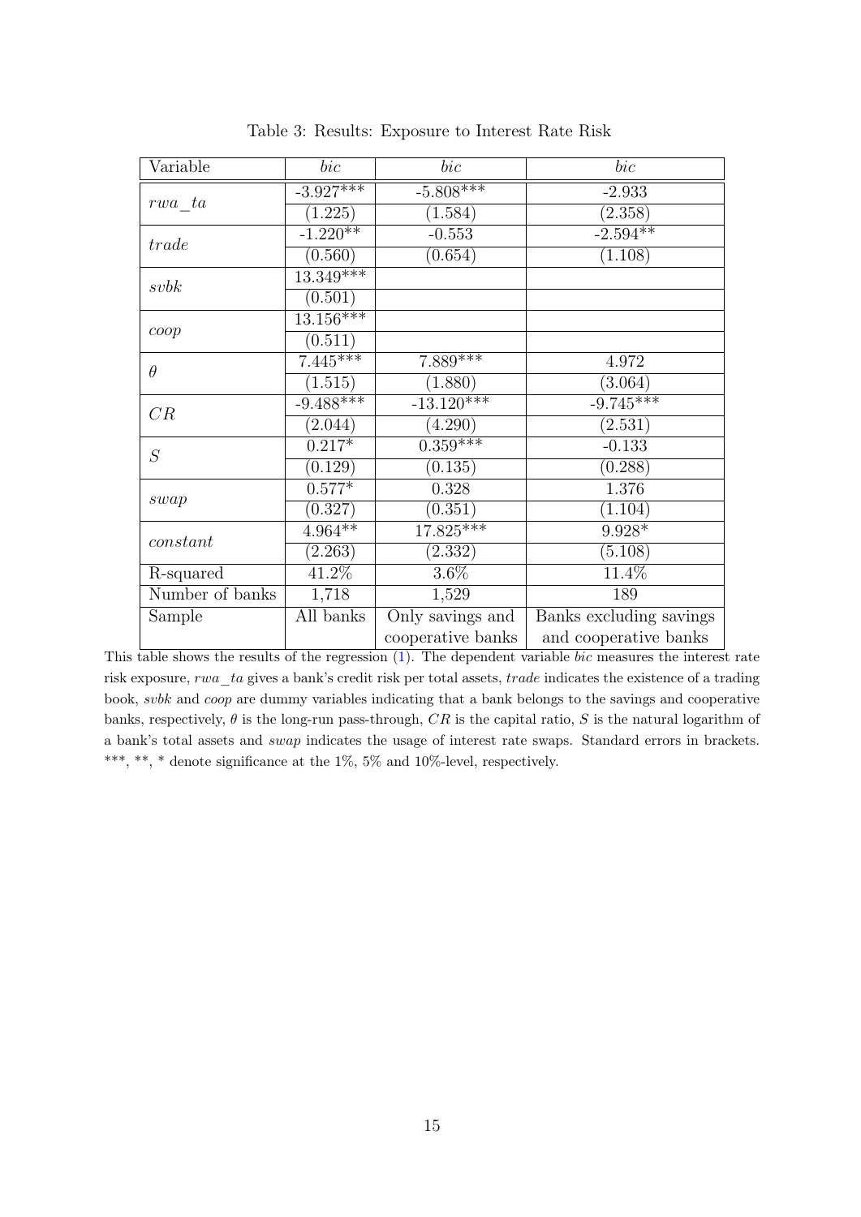Table 3: Results: Exposure to Interest Rate Risk

| Variable | $bic$ | $bic$ | $bic$ |
|---|---|---|---|
| $rwa\_ta$ | -3.927*** | -5.808*** | -2.933 |
| | (1.225) | (1.584) | (2.358) |
| $trade$ | -1.220** | -0.553 | -2.594** |
| | (0.560) | (0.654) | (1.108) |
| $svbk$ | 13.349*** | | |
| | (0.501) | | |
| $coop$ | 13.156*** | | |
| | (0.511) | | |
| $\theta$ | 7.445*** | 7.889*** | 4.972 |
| | (1.515) | (1.880) | (3.064) |
| $CR$ | -9.488*** | -13.120*** | -9.745*** |
| | (2.044) | (4.290) | (2.531) |
| $S$ | 0.217* | 0.359*** | -0.133 |
| | (0.129) | (0.135) | (0.288) |
| $swap$ | 0.577* | 0.328 | 1.376 |
| | (0.327) | (0.351) | (1.104) |
| $constant$ | 4.964** | 17.825*** | 9.928* |
| | (2.263) | (2.332) | (5.108) |
| R-squared | 41.2% | 3.6% | 11.4% |
| Number of banks | 1,718 | 1,529 | 189 |
| Sample | All banks | Only savings and cooperative banks | Banks excluding savings and cooperative banks |

This table shows the results of the regression (1). The dependent variable *bic* measures the interest rate risk exposure, $rwa\_ta$ gives a bank's credit risk per total assets, *trade* indicates the existence of a trading book, *svbk* and *coop* are dummy variables indicating that a bank belongs to the savings and cooperative banks, respectively, $\theta$ is the long-run pass-through, $CR$ is the capital ratio, $S$ is the natural logarithm of a bank's total assets and *swap* indicates the usage of interest rate swaps. Standard errors in brackets. ***, **, * denote significance at the 1%, 5% and 10%-level, respectively.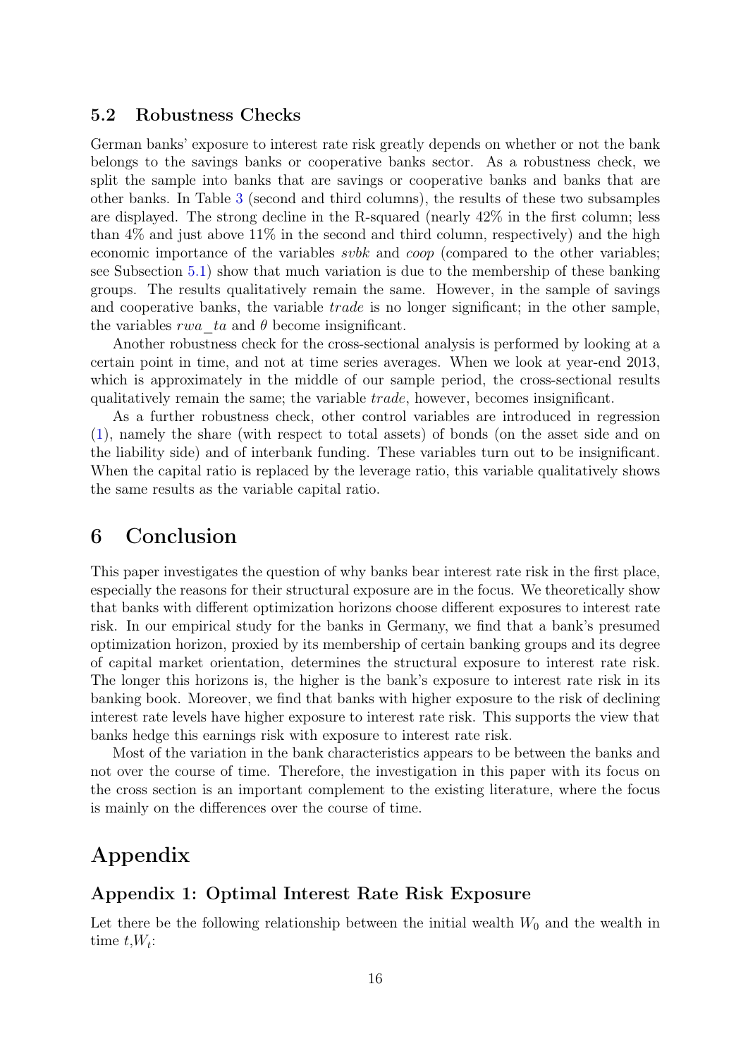### 5.2 Robustness Checks

German banks' exposure to interest rate risk greatly depends on whether or not the bank belongs to the savings banks or cooperative banks sector. As a robustness check, we split the sample into banks that are savings or cooperative banks and banks that are other banks. In Table 3 (second and third columns), the results of these two subsamples are displayed. The strong decline in the R-squared (nearly 42% in the first column; less than 4% and just above 11% in the second and third column, respectively) and the high economic importance of the variables *svbk* and *coop* (compared to the other variables; see Subsection 5.1) show that much variation is due to the membership of these banking groups. The results qualitatively remain the same. However, in the sample of savings and cooperative banks, the variable *trade* is no longer significant; in the other sample, the variables $rwa\_ta$ and $\theta$ become insignificant.

Another robustness check for the cross-sectional analysis is performed by looking at a certain point in time, and not at time series averages. When we look at year-end 2013, which is approximately in the middle of our sample period, the cross-sectional results qualitatively remain the same; the variable *trade*, however, becomes insignificant.

As a further robustness check, other control variables are introduced in regression (1), namely the share (with respect to total assets) of bonds (on the asset side and on the liability side) and of interbank funding. These variables turn out to be insignificant. When the capital ratio is replaced by the leverage ratio, this variable qualitatively shows the same results as the variable capital ratio.

# 6 Conclusion

This paper investigates the question of why banks bear interest rate risk in the first place, especially the reasons for their structural exposure are in the focus. We theoretically show that banks with different optimization horizons choose different exposures to interest rate risk. In our empirical study for the banks in Germany, we find that a bank's presumed optimization horizon, proxied by its membership of certain banking groups and its degree of capital market orientation, determines the structural exposure to interest rate risk. The longer this horizons is, the higher is the bank's exposure to interest rate risk in its banking book. Moreover, we find that banks with higher exposure to the risk of declining interest rate levels have higher exposure to interest rate risk. This supports the view that banks hedge this earnings risk with exposure to interest rate risk.

Most of the variation in the bank characteristics appears to be between the banks and not over the course of time. Therefore, the investigation in this paper with its focus on the cross section is an important complement to the existing literature, where the focus is mainly on the differences over the course of time.

# Appendix

### Appendix 1: Optimal Interest Rate Risk Exposure

Let there be the following relationship between the initial wealth $W_0$ and the wealth in time $t$,$W_t$: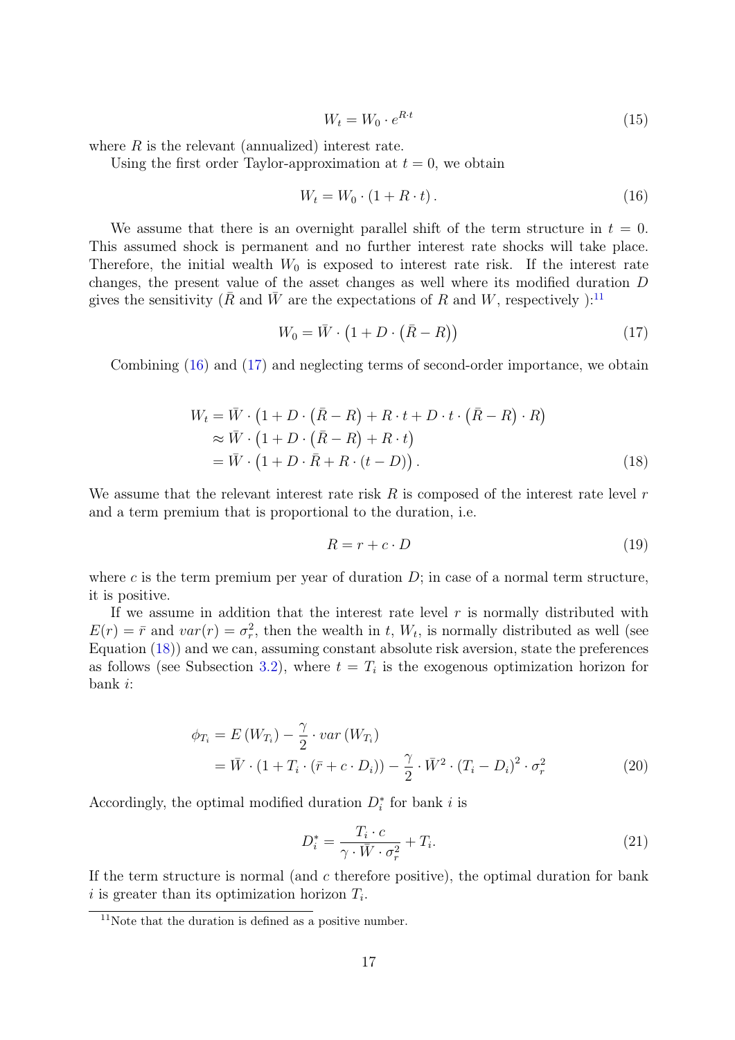$$W_t = W_0 \cdot e^{R \cdot t} \tag{15}$$

where $R$ is the relevant (annualized) interest rate.

Using the first order Taylor-approximation at $t = 0$, we obtain

$$W_t = W_0 \cdot (1 + R \cdot t) \,. \tag{16}$$

We assume that there is an overnight parallel shift of the term structure in $t = 0$. This assumed shock is permanent and no further interest rate shocks will take place. Therefore, the initial wealth $W_0$ is exposed to interest rate risk. If the interest rate changes, the present value of the asset changes as well where its modified duration $D$ gives the sensitivity ($\bar{R}$ and $\bar{W}$ are the expectations of $R$ and $W$, respectively ):[11]

$$W_0 = \bar{W} \cdot \left(1 + D \cdot \left(\bar{R} - R\right)\right) \tag{17}$$

Combining (16) and (17) and neglecting terms of second-order importance, we obtain

$$\begin{aligned}
W_t &= \bar{W} \cdot \left(1 + D \cdot \left(\bar{R} - R\right) + R \cdot t + D \cdot t \cdot \left(\bar{R} - R\right) \cdot R\right) \\
&\approx \bar{W} \cdot \left(1 + D \cdot \left(\bar{R} - R\right) + R \cdot t\right) \\
&= \bar{W} \cdot \left(1 + D \cdot \bar{R} + R \cdot (t - D)\right) .
\end{aligned} \tag{18}$$

We assume that the relevant interest rate risk $R$ is composed of the interest rate level $r$ and a term premium that is proportional to the duration, i.e.

$$R = r + c \cdot D \tag{19}$$

where $c$ is the term premium per year of duration $D$; in case of a normal term structure, it is positive.

If we assume in addition that the interest rate level $r$ is normally distributed with $E(r) = \bar{r}$ and $var(r) = \sigma_r^2$, then the wealth in $t$, $W_t$, is normally distributed as well (see Equation (18)) and we can, assuming constant absolute risk aversion, state the preferences as follows (see Subsection 3.2), where $t = T_i$ is the exogenous optimization horizon for bank $i$:

$$\begin{aligned}
\phi_{T_i} &= E\left(W_{T_i}\right) - \frac{\gamma}{2} \cdot var\left(W_{T_i}\right) \\
&= \bar{W} \cdot (1 + T_i \cdot (\bar{r} + c \cdot D_i)) - \frac{\gamma}{2} \cdot \bar{W}^2 \cdot (T_i - D_i)^2 \cdot \sigma_r^2
\end{aligned} \tag{20}$$

Accordingly, the optimal modified duration $D_i^*$ for bank $i$ is

$$D_i^* = \frac{T_i \cdot c}{\gamma \cdot \bar{W} \cdot \sigma_r^2} + T_i. \tag{21}$$

If the term structure is normal (and $c$ therefore positive), the optimal duration for bank $i$ is greater than its optimization horizon $T_i$.

[11] Note that the duration is defined as a positive number.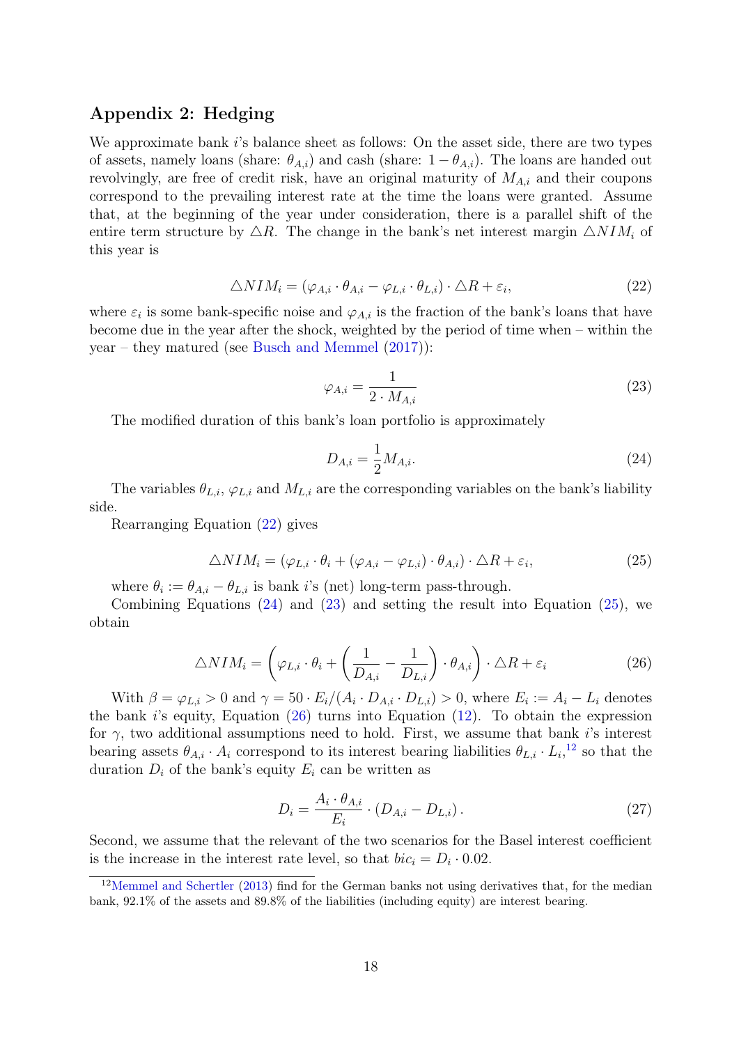## Appendix 2: Hedging

We approximate bank $i$'s balance sheet as follows: On the asset side, there are two types of assets, namely loans (share: $\theta_{A,i}$) and cash (share: $1-\theta_{A,i}$). The loans are handed out revolvingly, are free of credit risk, have an original maturity of $M_{A,i}$ and their coupons correspond to the prevailing interest rate at the time the loans were granted. Assume that, at the beginning of the year under consideration, there is a parallel shift of the entire term structure by $\triangle R$. The change in the bank's net interest margin $\triangle NIM_i$ of this year is

$$\triangle NIM_i = (\varphi_{A,i} \cdot \theta_{A,i} - \varphi_{L,i} \cdot \theta_{L,i}) \cdot \triangle R + \varepsilon_i, \tag{22}$$

where $\varepsilon_i$ is some bank-specific noise and $\varphi_{A,i}$ is the fraction of the bank's loans that have become due in the year after the shock, weighted by the period of time when – within the year – they matured (see Busch and Memmel (2017)):

$$\varphi_{A,i} = \frac{1}{2 \cdot M_{A,i}} \tag{23}$$

The modified duration of this bank's loan portfolio is approximately

$$D_{A,i} = \frac{1}{2} M_{A,i}. \tag{24}$$

The variables $\theta_{L,i}$, $\varphi_{L,i}$ and $M_{L,i}$ are the corresponding variables on the bank's liability side.

Rearranging Equation (22) gives

$$\triangle NIM_i = (\varphi_{L,i} \cdot \theta_i + (\varphi_{A,i} - \varphi_{L,i}) \cdot \theta_{A,i}) \cdot \triangle R + \varepsilon_i, \tag{25}$$

where $\theta_i := \theta_{A,i} - \theta_{L,i}$ is bank $i$'s (net) long-term pass-through.

Combining Equations (24) and (23) and setting the result into Equation (25), we obtain

$$\triangle NIM_i = \left( \varphi_{L,i} \cdot \theta_i + \left( \frac{1}{D_{A,i}} - \frac{1}{D_{L,i}} \right) \cdot \theta_{A,i} \right) \cdot \triangle R + \varepsilon_i \tag{26}$$

With $\beta = \varphi_{L,i} > 0$ and $\gamma = 50 \cdot E_i / (A_i \cdot D_{A,i} \cdot D_{L,i}) > 0$, where $E_i := A_i - L_i$ denotes the bank $i$'s equity, Equation (26) turns into Equation (12). To obtain the expression for $\gamma$, two additional assumptions need to hold. First, we assume that bank $i$'s interest bearing assets $\theta_{A,i} \cdot A_i$ correspond to its interest bearing liabilities $\theta_{L,i} \cdot L_i$,[12] so that the duration $D_i$ of the bank's equity $E_i$ can be written as

$$D_i = \frac{A_i \cdot \theta_{A,i}}{E_i} \cdot (D_{A,i} - D_{L,i}). \tag{27}$$

Second, we assume that the relevant of the two scenarios for the Basel interest coefficient is the increase in the interest rate level, so that $bic_i = D_i \cdot 0.02$.

[12] Memmel and Schertler (2013) find for the German banks not using derivatives that, for the median bank, 92.1% of the assets and 89.8% of the liabilities (including equity) are interest bearing.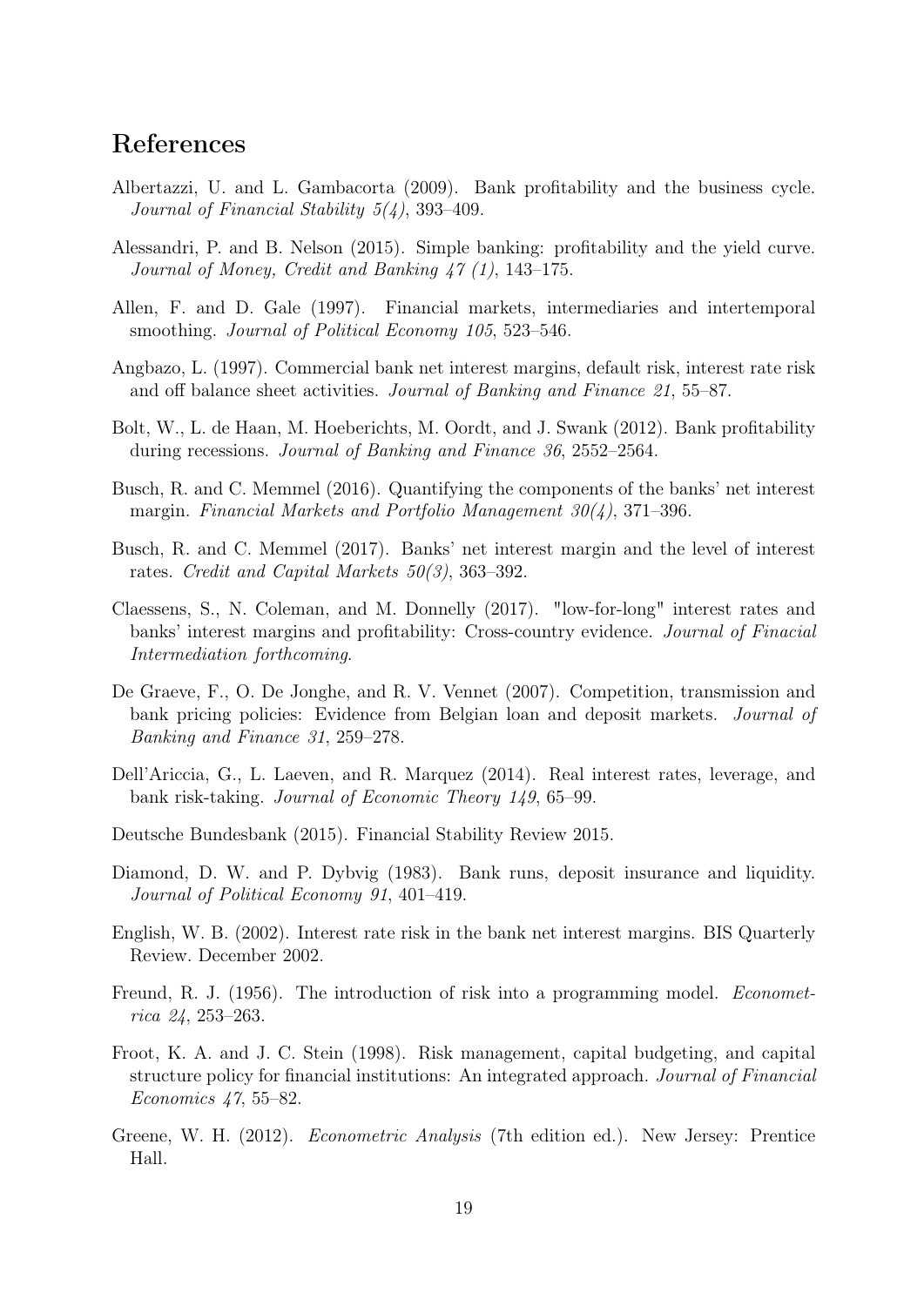# References

Albertazzi, U. and L. Gambacorta (2009). Bank profitability and the business cycle. *Journal of Financial Stability 5(4)*, 393–409.

Alessandri, P. and B. Nelson (2015). Simple banking: profitability and the yield curve. *Journal of Money, Credit and Banking 47 (1)*, 143–175.

Allen, F. and D. Gale (1997). Financial markets, intermediaries and intertemporal smoothing. *Journal of Political Economy 105*, 523–546.

Angbazo, L. (1997). Commercial bank net interest margins, default risk, interest rate risk and off balance sheet activities. *Journal of Banking and Finance 21*, 55–87.

Bolt, W., L. de Haan, M. Hoeberichts, M. Oordt, and J. Swank (2012). Bank profitability during recessions. *Journal of Banking and Finance 36*, 2552–2564.

Busch, R. and C. Memmel (2016). Quantifying the components of the banks' net interest margin. *Financial Markets and Portfolio Management 30(4)*, 371–396.

Busch, R. and C. Memmel (2017). Banks' net interest margin and the level of interest rates. *Credit and Capital Markets 50(3)*, 363–392.

Claessens, S., N. Coleman, and M. Donnelly (2017). "low-for-long" interest rates and banks' interest margins and profitability: Cross-country evidence. *Journal of Finacial Intermediation forthcoming*.

De Graeve, F., O. De Jonghe, and R. V. Vennet (2007). Competition, transmission and bank pricing policies: Evidence from Belgian loan and deposit markets. *Journal of Banking and Finance 31*, 259–278.

Dell'Ariccia, G., L. Laeven, and R. Marquez (2014). Real interest rates, leverage, and bank risk-taking. *Journal of Economic Theory 149*, 65–99.

Deutsche Bundesbank (2015). Financial Stability Review 2015.

Diamond, D. W. and P. Dybvig (1983). Bank runs, deposit insurance and liquidity. *Journal of Political Economy 91*, 401–419.

English, W. B. (2002). Interest rate risk in the bank net interest margins. BIS Quarterly Review. December 2002.

Freund, R. J. (1956). The introduction of risk into a programming model. *Econometrica 24*, 253–263.

Froot, K. A. and J. C. Stein (1998). Risk management, capital budgeting, and capital structure policy for financial institutions: An integrated approach. *Journal of Financial Economics 47*, 55–82.

Greene, W. H. (2012). *Econometric Analysis* (7th edition ed.). New Jersey: Prentice Hall.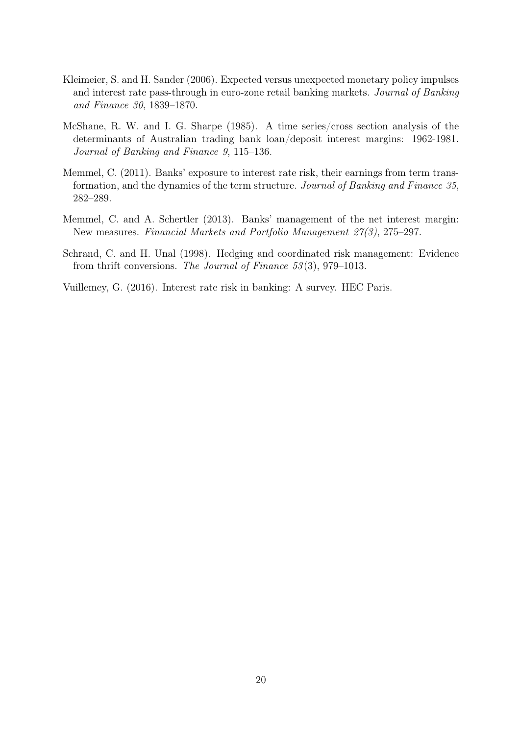Kleimeier, S. and H. Sander (2006). Expected versus unexpected monetary policy impulses and interest rate pass-through in euro-zone retail banking markets. *Journal of Banking and Finance 30*, 1839–1870.

McShane, R. W. and I. G. Sharpe (1985). A time series/cross section analysis of the determinants of Australian trading bank loan/deposit interest margins: 1962-1981. *Journal of Banking and Finance 9*, 115–136.

Memmel, C. (2011). Banks' exposure to interest rate risk, their earnings from term transformation, and the dynamics of the term structure. *Journal of Banking and Finance 35*, 282–289.

Memmel, C. and A. Schertler (2013). Banks' management of the net interest margin: New measures. *Financial Markets and Portfolio Management 27(3)*, 275–297.

Schrand, C. and H. Unal (1998). Hedging and coordinated risk management: Evidence from thrift conversions. *The Journal of Finance 53*(3), 979–1013.

Vuillemey, G. (2016). Interest rate risk in banking: A survey. HEC Paris.